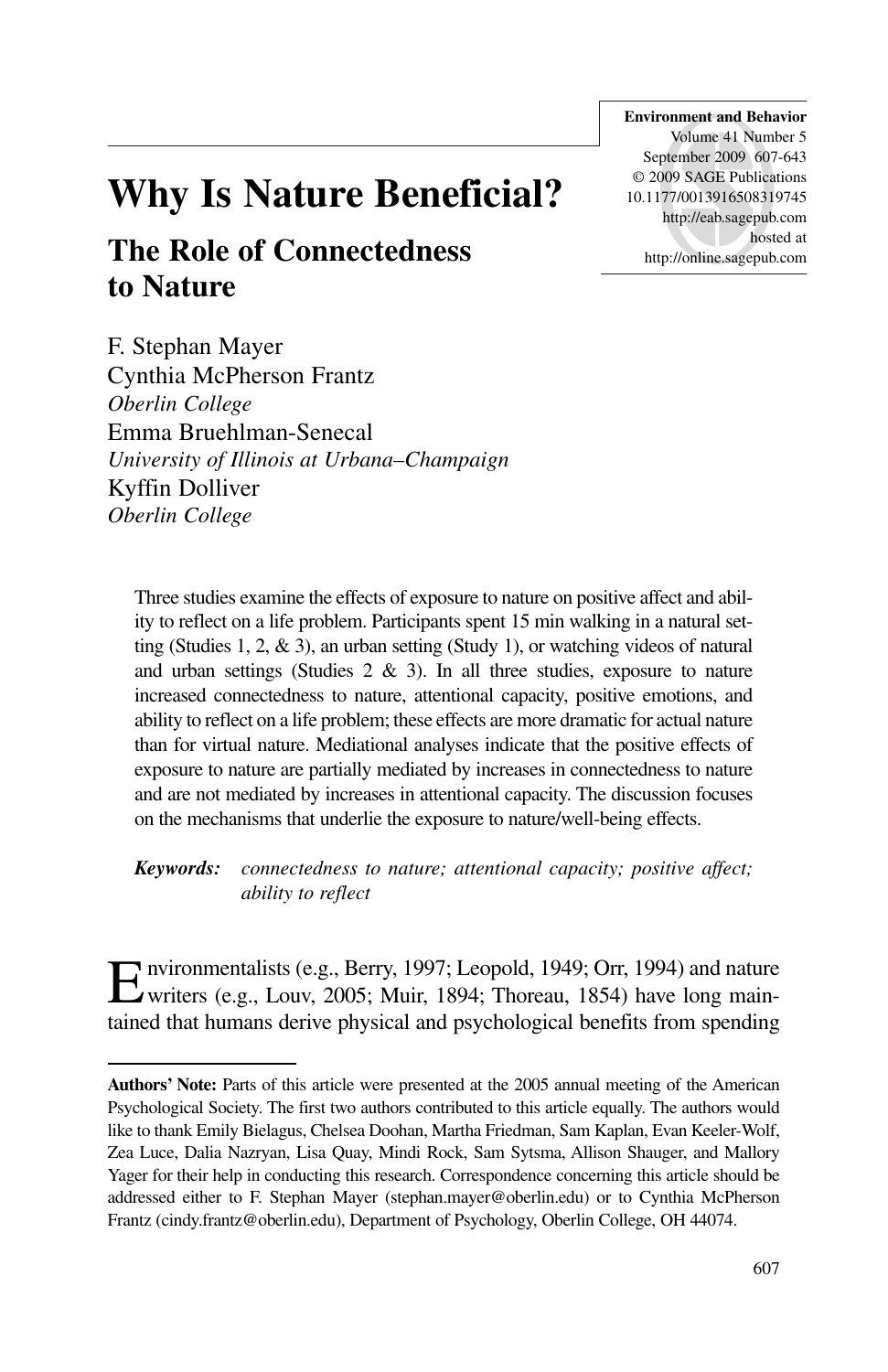# Why Is Nature Beneficial?

## The Role of Connectedness to Nature

F. Stephan Mayer
Cynthia McPherson Frantz
*Oberlin College*
Emma Bruehlman-Senecal
*University of Illinois at Urbana–Champaign*
Kyffin Dolliver
*Oberlin College*

Three studies examine the effects of exposure to nature on positive affect and ability to reflect on a life problem. Participants spent 15 min walking in a natural setting (Studies 1, 2, & 3), an urban setting (Study 1), or watching videos of natural and urban settings (Studies 2 & 3). In all three studies, exposure to nature increased connectedness to nature, attentional capacity, positive emotions, and ability to reflect on a life problem; these effects are more dramatic for actual nature than for virtual nature. Mediational analyses indicate that the positive effects of exposure to nature are partially mediated by increases in connectedness to nature and are not mediated by increases in attentional capacity. The discussion focuses on the mechanisms that underlie the exposure to nature/well-being effects.

***Keywords:*** *connectedness to nature; attentional capacity; positive affect; ability to reflect*

Environmentalists (e.g., Berry, 1997; Leopold, 1949; Orr, 1994) and nature writers (e.g., Louv, 2005; Muir, 1894; Thoreau, 1854) have long maintained that humans derive physical and psychological benefits from spending

**Authors' Note:** Parts of this article were presented at the 2005 annual meeting of the American Psychological Society. The first two authors contributed to this article equally. The authors would like to thank Emily Bielagus, Chelsea Doohan, Martha Friedman, Sam Kaplan, Evan Keeler-Wolf, Zea Luce, Dalia Nazryan, Lisa Quay, Mindi Rock, Sam Sytsma, Allison Shauger, and Mallory Yager for their help in conducting this research. Correspondence concerning this article should be addressed either to F. Stephan Mayer (stephan.mayer@oberlin.edu) or to Cynthia McPherson Frantz (cindy.frantz@oberlin.edu), Department of Psychology, Oberlin College, OH 44074.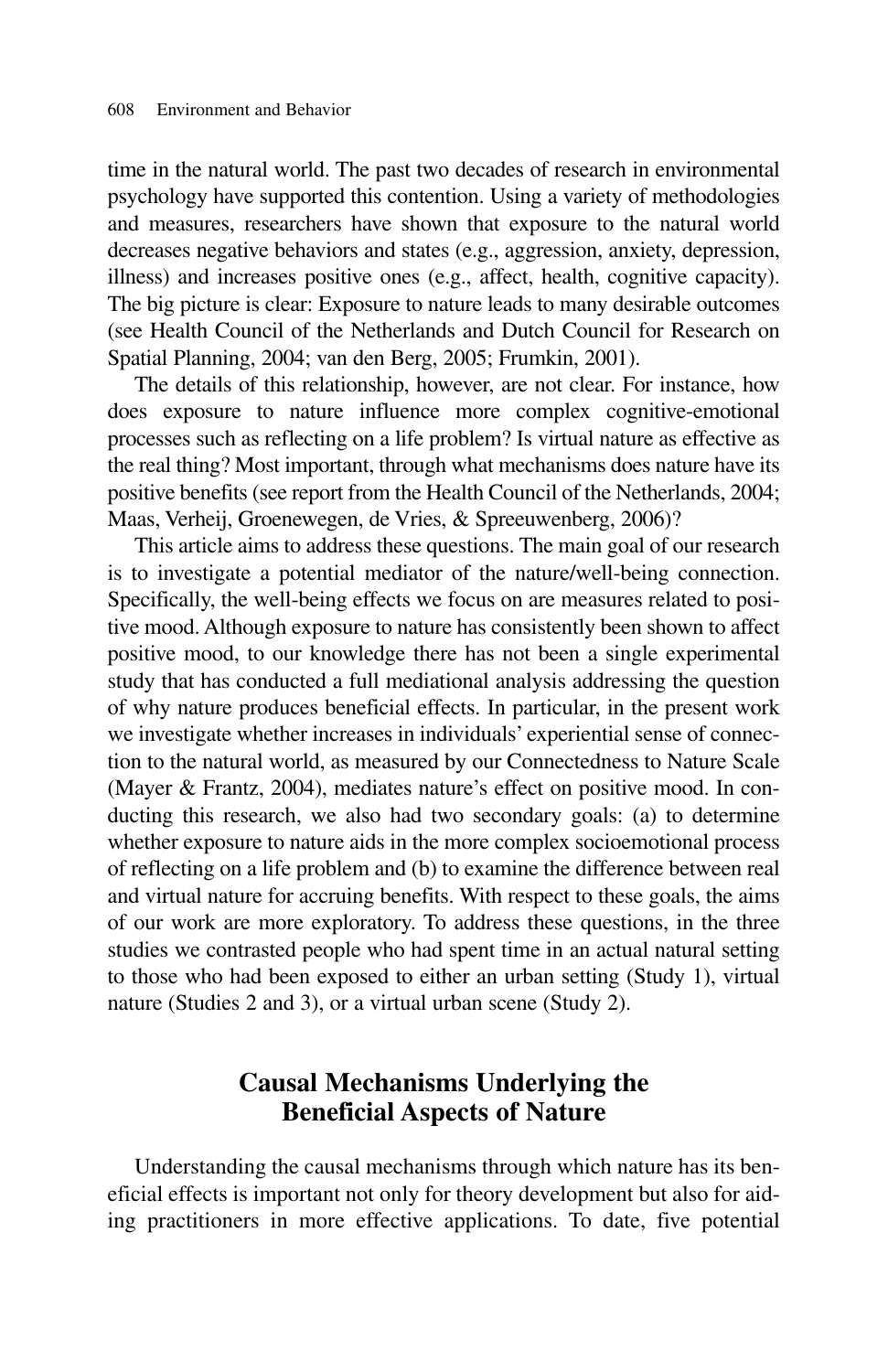time in the natural world. The past two decades of research in environmental psychology have supported this contention. Using a variety of methodologies and measures, researchers have shown that exposure to the natural world decreases negative behaviors and states (e.g., aggression, anxiety, depression, illness) and increases positive ones (e.g., affect, health, cognitive capacity). The big picture is clear: Exposure to nature leads to many desirable outcomes (see Health Council of the Netherlands and Dutch Council for Research on Spatial Planning, 2004; van den Berg, 2005; Frumkin, 2001).

The details of this relationship, however, are not clear. For instance, how does exposure to nature influence more complex cognitive-emotional processes such as reflecting on a life problem? Is virtual nature as effective as the real thing? Most important, through what mechanisms does nature have its positive benefits (see report from the Health Council of the Netherlands, 2004; Maas, Verheij, Groenewegen, de Vries, & Spreeuwenberg, 2006)?

This article aims to address these questions. The main goal of our research is to investigate a potential mediator of the nature/well-being connection. Specifically, the well-being effects we focus on are measures related to positive mood. Although exposure to nature has consistently been shown to affect positive mood, to our knowledge there has not been a single experimental study that has conducted a full mediational analysis addressing the question of why nature produces beneficial effects. In particular, in the present work we investigate whether increases in individuals' experiential sense of connection to the natural world, as measured by our Connectedness to Nature Scale (Mayer & Frantz, 2004), mediates nature's effect on positive mood. In conducting this research, we also had two secondary goals: (a) to determine whether exposure to nature aids in the more complex socioemotional process of reflecting on a life problem and (b) to examine the difference between real and virtual nature for accruing benefits. With respect to these goals, the aims of our work are more exploratory. To address these questions, in the three studies we contrasted people who had spent time in an actual natural setting to those who had been exposed to either an urban setting (Study 1), virtual nature (Studies 2 and 3), or a virtual urban scene (Study 2).

## Causal Mechanisms Underlying the Beneficial Aspects of Nature

Understanding the causal mechanisms through which nature has its beneficial effects is important not only for theory development but also for aiding practitioners in more effective applications. To date, five potential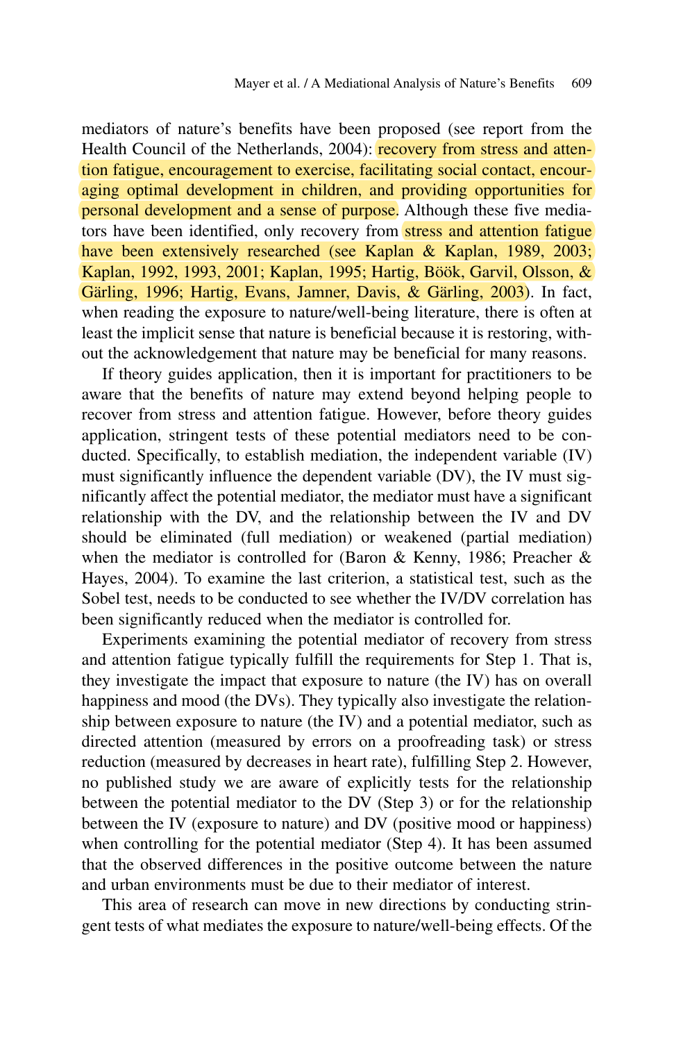mediators of nature's benefits have been proposed (see report from the Health Council of the Netherlands, 2004): recovery from stress and attention fatigue, encouragement to exercise, facilitating social contact, encouraging optimal development in children, and providing opportunities for personal development and a sense of purpose. Although these five mediators have been identified, only recovery from stress and attention fatigue have been extensively researched (see Kaplan & Kaplan, 1989, 2003; Kaplan, 1992, 1993, 2001; Kaplan, 1995; Hartig, Böök, Garvil, Olsson, & Gärling, 1996; Hartig, Evans, Jamner, Davis, & Gärling, 2003). In fact, when reading the exposure to nature/well-being literature, there is often at least the implicit sense that nature is beneficial because it is restoring, without the acknowledgement that nature may be beneficial for many reasons.

If theory guides application, then it is important for practitioners to be aware that the benefits of nature may extend beyond helping people to recover from stress and attention fatigue. However, before theory guides application, stringent tests of these potential mediators need to be conducted. Specifically, to establish mediation, the independent variable (IV) must significantly influence the dependent variable (DV), the IV must significantly affect the potential mediator, the mediator must have a significant relationship with the DV, and the relationship between the IV and DV should be eliminated (full mediation) or weakened (partial mediation) when the mediator is controlled for (Baron & Kenny, 1986; Preacher & Hayes, 2004). To examine the last criterion, a statistical test, such as the Sobel test, needs to be conducted to see whether the IV/DV correlation has been significantly reduced when the mediator is controlled for.

Experiments examining the potential mediator of recovery from stress and attention fatigue typically fulfill the requirements for Step 1. That is, they investigate the impact that exposure to nature (the IV) has on overall happiness and mood (the DVs). They typically also investigate the relationship between exposure to nature (the IV) and a potential mediator, such as directed attention (measured by errors on a proofreading task) or stress reduction (measured by decreases in heart rate), fulfilling Step 2. However, no published study we are aware of explicitly tests for the relationship between the potential mediator to the DV (Step 3) or for the relationship between the IV (exposure to nature) and DV (positive mood or happiness) when controlling for the potential mediator (Step 4). It has been assumed that the observed differences in the positive outcome between the nature and urban environments must be due to their mediator of interest.

This area of research can move in new directions by conducting stringent tests of what mediates the exposure to nature/well-being effects. Of the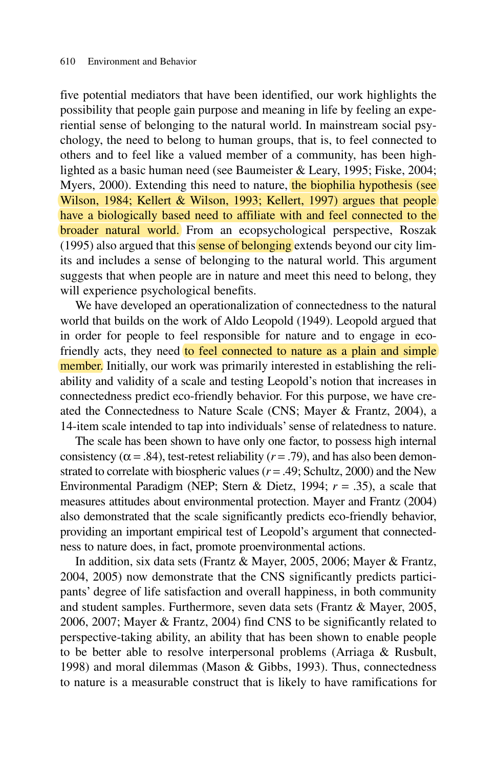five potential mediators that have been identified, our work highlights the possibility that people gain purpose and meaning in life by feeling an experiential sense of belonging to the natural world. In mainstream social psychology, the need to belong to human groups, that is, to feel connected to others and to feel like a valued member of a community, has been highlighted as a basic human need (see Baumeister & Leary, 1995; Fiske, 2004; Myers, 2000). Extending this need to nature, the biophilia hypothesis (see Wilson, 1984; Kellert & Wilson, 1993; Kellert, 1997) argues that people have a biologically based need to affiliate with and feel connected to the broader natural world. From an ecopsychological perspective, Roszak (1995) also argued that this sense of belonging extends beyond our city limits and includes a sense of belonging to the natural world. This argument suggests that when people are in nature and meet this need to belong, they will experience psychological benefits.

We have developed an operationalization of connectedness to the natural world that builds on the work of Aldo Leopold (1949). Leopold argued that in order for people to feel responsible for nature and to engage in eco-friendly acts, they need to feel connected to nature as a plain and simple member. Initially, our work was primarily interested in establishing the reliability and validity of a scale and testing Leopold's notion that increases in connectedness predict eco-friendly behavior. For this purpose, we have created the Connectedness to Nature Scale (CNS; Mayer & Frantz, 2004), a 14-item scale intended to tap into individuals' sense of relatedness to nature.

The scale has been shown to have only one factor, to possess high internal consistency ($\alpha = .84$), test-retest reliability ($r = .79$), and has also been demonstrated to correlate with biospheric values ($r = .49$; Schultz, 2000) and the New Environmental Paradigm (NEP; Stern & Dietz, 1994; $r = .35$), a scale that measures attitudes about environmental protection. Mayer and Frantz (2004) also demonstrated that the scale significantly predicts eco-friendly behavior, providing an important empirical test of Leopold's argument that connectedness to nature does, in fact, promote proenvironmental actions.

In addition, six data sets (Frantz & Mayer, 2005, 2006; Mayer & Frantz, 2004, 2005) now demonstrate that the CNS significantly predicts participants' degree of life satisfaction and overall happiness, in both community and student samples. Furthermore, seven data sets (Frantz & Mayer, 2005, 2006, 2007; Mayer & Frantz, 2004) find CNS to be significantly related to perspective-taking ability, an ability that has been shown to enable people to be better able to resolve interpersonal problems (Arriaga & Rusbult, 1998) and moral dilemmas (Mason & Gibbs, 1993). Thus, connectedness to nature is a measurable construct that is likely to have ramifications for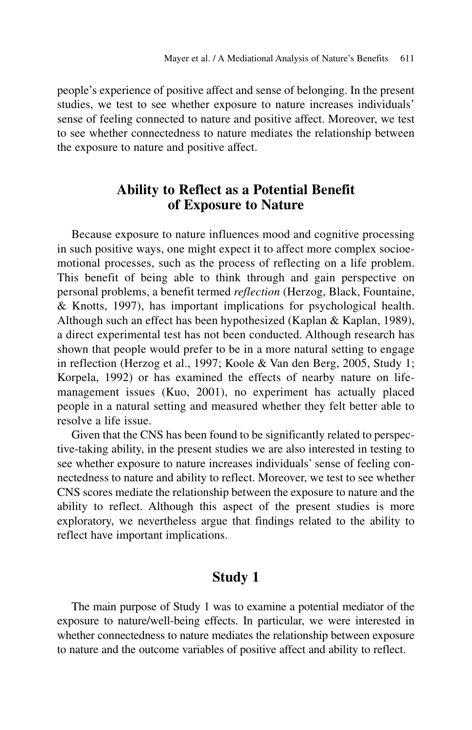people's experience of positive affect and sense of belonging. In the present studies, we test to see whether exposure to nature increases individuals' sense of feeling connected to nature and positive affect. Moreover, we test to see whether connectedness to nature mediates the relationship between the exposure to nature and positive affect.

## Ability to Reflect as a Potential Benefit of Exposure to Nature

Because exposure to nature influences mood and cognitive processing in such positive ways, one might expect it to affect more complex socioemotional processes, such as the process of reflecting on a life problem. This benefit of being able to think through and gain perspective on personal problems, a benefit termed *reflection* (Herzog, Black, Fountaine, & Knotts, 1997), has important implications for psychological health. Although such an effect has been hypothesized (Kaplan & Kaplan, 1989), a direct experimental test has not been conducted. Although research has shown that people would prefer to be in a more natural setting to engage in reflection (Herzog et al., 1997; Koole & Van den Berg, 2005, Study 1; Korpela, 1992) or has examined the effects of nearby nature on life-management issues (Kuo, 2001), no experiment has actually placed people in a natural setting and measured whether they felt better able to resolve a life issue.

Given that the CNS has been found to be significantly related to perspective-taking ability, in the present studies we are also interested in testing to see whether exposure to nature increases individuals' sense of feeling connectedness to nature and ability to reflect. Moreover, we test to see whether CNS scores mediate the relationship between the exposure to nature and the ability to reflect. Although this aspect of the present studies is more exploratory, we nevertheless argue that findings related to the ability to reflect have important implications.

## Study 1

The main purpose of Study 1 was to examine a potential mediator of the exposure to nature/well-being effects. In particular, we were interested in whether connectedness to nature mediates the relationship between exposure to nature and the outcome variables of positive affect and ability to reflect.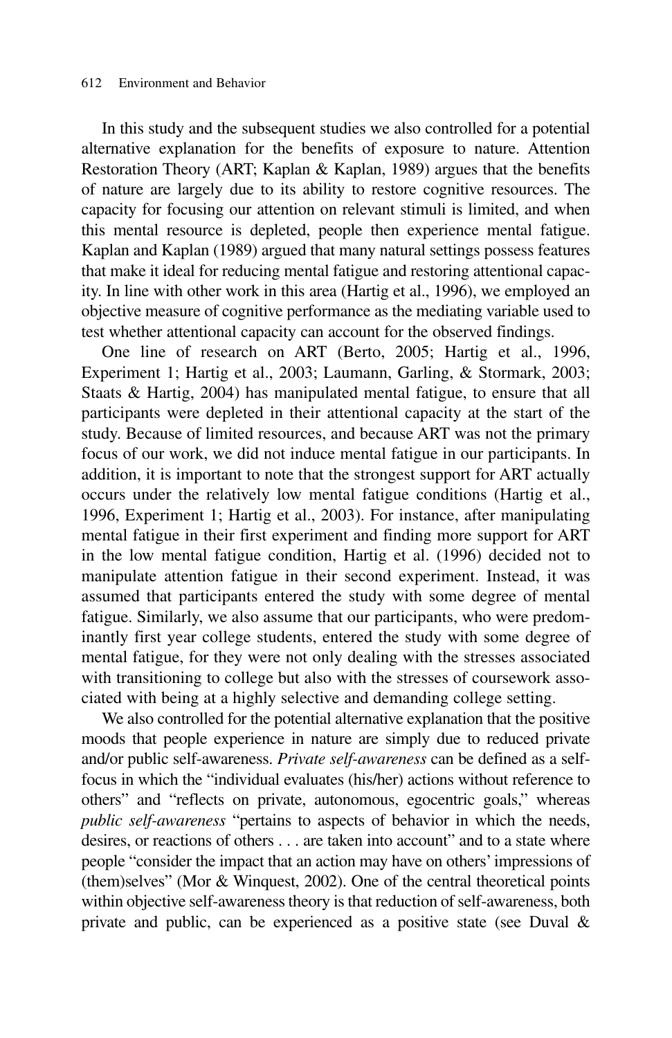In this study and the subsequent studies we also controlled for a potential alternative explanation for the benefits of exposure to nature. Attention Restoration Theory (ART; Kaplan & Kaplan, 1989) argues that the benefits of nature are largely due to its ability to restore cognitive resources. The capacity for focusing our attention on relevant stimuli is limited, and when this mental resource is depleted, people then experience mental fatigue. Kaplan and Kaplan (1989) argued that many natural settings possess features that make it ideal for reducing mental fatigue and restoring attentional capacity. In line with other work in this area (Hartig et al., 1996), we employed an objective measure of cognitive performance as the mediating variable used to test whether attentional capacity can account for the observed findings.

One line of research on ART (Berto, 2005; Hartig et al., 1996, Experiment 1; Hartig et al., 2003; Laumann, Garling, & Stormark, 2003; Staats & Hartig, 2004) has manipulated mental fatigue, to ensure that all participants were depleted in their attentional capacity at the start of the study. Because of limited resources, and because ART was not the primary focus of our work, we did not induce mental fatigue in our participants. In addition, it is important to note that the strongest support for ART actually occurs under the relatively low mental fatigue conditions (Hartig et al., 1996, Experiment 1; Hartig et al., 2003). For instance, after manipulating mental fatigue in their first experiment and finding more support for ART in the low mental fatigue condition, Hartig et al. (1996) decided not to manipulate attention fatigue in their second experiment. Instead, it was assumed that participants entered the study with some degree of mental fatigue. Similarly, we also assume that our participants, who were predominantly first year college students, entered the study with some degree of mental fatigue, for they were not only dealing with the stresses associated with transitioning to college but also with the stresses of coursework associated with being at a highly selective and demanding college setting.

We also controlled for the potential alternative explanation that the positive moods that people experience in nature are simply due to reduced private and/or public self-awareness. *Private self-awareness* can be defined as a self-focus in which the "individual evaluates (his/her) actions without reference to others" and "reflects on private, autonomous, egocentric goals," whereas *public self-awareness* "pertains to aspects of behavior in which the needs, desires, or reactions of others . . . are taken into account" and to a state where people "consider the impact that an action may have on others' impressions of (them)selves" (Mor & Winquest, 2002). One of the central theoretical points within objective self-awareness theory is that reduction of self-awareness, both private and public, can be experienced as a positive state (see Duval &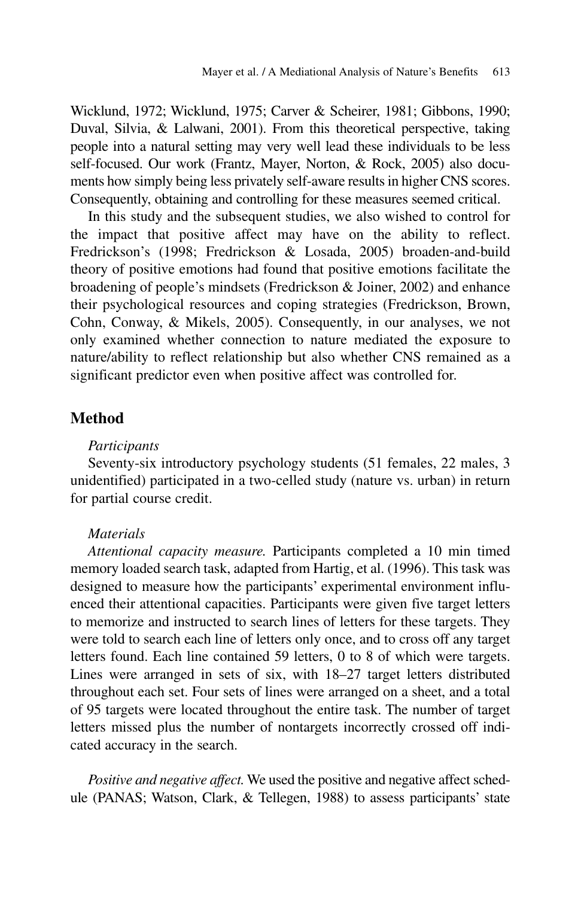Wicklund, 1972; Wicklund, 1975; Carver & Scheirer, 1981; Gibbons, 1990; Duval, Silvia, & Lalwani, 2001). From this theoretical perspective, taking people into a natural setting may very well lead these individuals to be less self-focused. Our work (Frantz, Mayer, Norton, & Rock, 2005) also documents how simply being less privately self-aware results in higher CNS scores. Consequently, obtaining and controlling for these measures seemed critical.

In this study and the subsequent studies, we also wished to control for the impact that positive affect may have on the ability to reflect. Fredrickson's (1998; Fredrickson & Losada, 2005) broaden-and-build theory of positive emotions had found that positive emotions facilitate the broadening of people's mindsets (Fredrickson & Joiner, 2002) and enhance their psychological resources and coping strategies (Fredrickson, Brown, Cohn, Conway, & Mikels, 2005). Consequently, in our analyses, we not only examined whether connection to nature mediated the exposure to nature/ability to reflect relationship but also whether CNS remained as a significant predictor even when positive affect was controlled for.

## Method

### *Participants*

Seventy-six introductory psychology students (51 females, 22 males, 3 unidentified) participated in a two-celled study (nature vs. urban) in return for partial course credit.

### *Materials*

*Attentional capacity measure.* Participants completed a 10 min timed memory loaded search task, adapted from Hartig, et al. (1996). This task was designed to measure how the participants' experimental environment influenced their attentional capacities. Participants were given five target letters to memorize and instructed to search lines of letters for these targets. They were told to search each line of letters only once, and to cross off any target letters found. Each line contained 59 letters, 0 to 8 of which were targets. Lines were arranged in sets of six, with 18–27 target letters distributed throughout each set. Four sets of lines were arranged on a sheet, and a total of 95 targets were located throughout the entire task. The number of target letters missed plus the number of nontargets incorrectly crossed off indicated accuracy in the search.

*Positive and negative affect.* We used the positive and negative affect schedule (PANAS; Watson, Clark, & Tellegen, 1988) to assess participants' state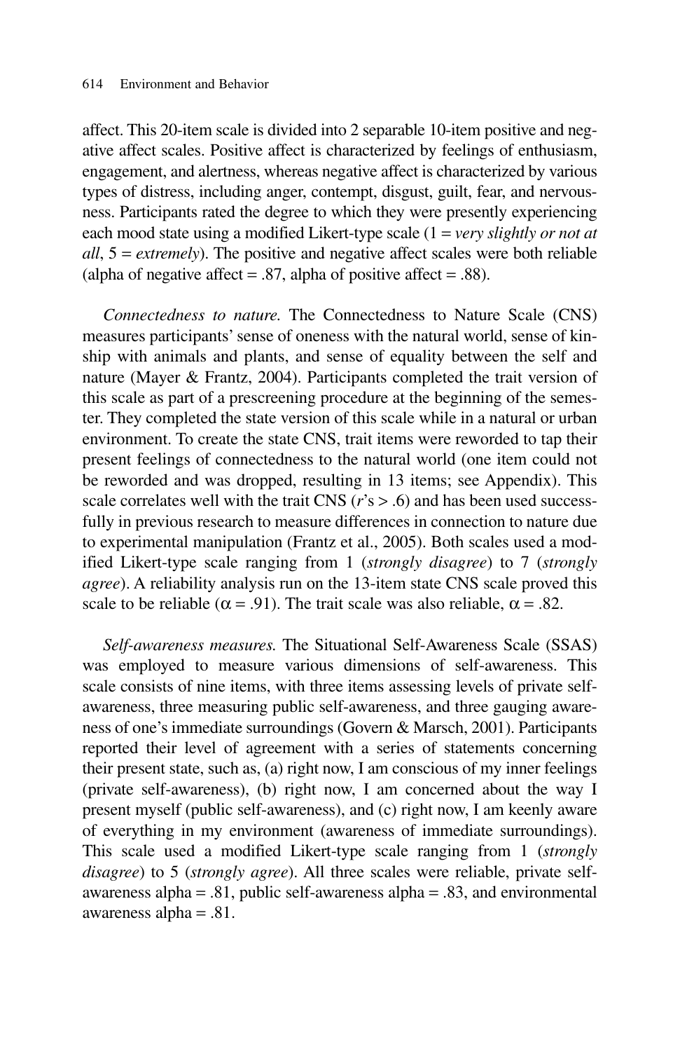affect. This 20-item scale is divided into 2 separable 10-item positive and negative affect scales. Positive affect is characterized by feelings of enthusiasm, engagement, and alertness, whereas negative affect is characterized by various types of distress, including anger, contempt, disgust, guilt, fear, and nervousness. Participants rated the degree to which they were presently experiencing each mood state using a modified Likert-type scale (1 = *very slightly or not at all*, 5 = *extremely*). The positive and negative affect scales were both reliable (alpha of negative affect = .87, alpha of positive affect = .88).

*Connectedness to nature.* The Connectedness to Nature Scale (CNS) measures participants' sense of oneness with the natural world, sense of kinship with animals and plants, and sense of equality between the self and nature (Mayer & Frantz, 2004). Participants completed the trait version of this scale as part of a prescreening procedure at the beginning of the semester. They completed the state version of this scale while in a natural or urban environment. To create the state CNS, trait items were reworded to tap their present feelings of connectedness to the natural world (one item could not be reworded and was dropped, resulting in 13 items; see Appendix). This scale correlates well with the trait CNS ($r$'s > .6) and has been used successfully in previous research to measure differences in connection to nature due to experimental manipulation (Frantz et al., 2005). Both scales used a modified Likert-type scale ranging from 1 (*strongly disagree*) to 7 (*strongly agree*). A reliability analysis run on the 13-item state CNS scale proved this scale to be reliable ($\alpha = .91$). The trait scale was also reliable, $\alpha = .82$.

*Self-awareness measures.* The Situational Self-Awareness Scale (SSAS) was employed to measure various dimensions of self-awareness. This scale consists of nine items, with three items assessing levels of private self-awareness, three measuring public self-awareness, and three gauging awareness of one's immediate surroundings (Govern & Marsch, 2001). Participants reported their level of agreement with a series of statements concerning their present state, such as, (a) right now, I am conscious of my inner feelings (private self-awareness), (b) right now, I am concerned about the way I present myself (public self-awareness), and (c) right now, I am keenly aware of everything in my environment (awareness of immediate surroundings). This scale used a modified Likert-type scale ranging from 1 (*strongly disagree*) to 5 (*strongly agree*). All three scales were reliable, private self-awareness alpha = .81, public self-awareness alpha = .83, and environmental awareness alpha = .81.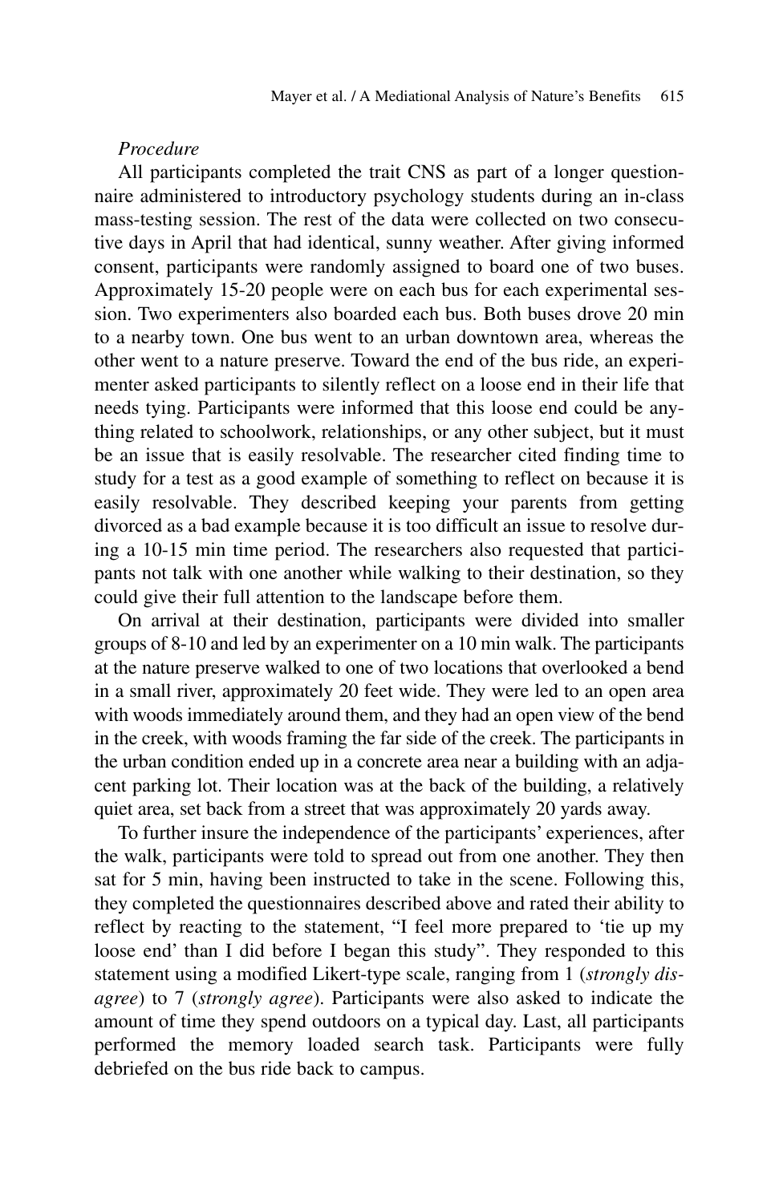*Procedure*

All participants completed the trait CNS as part of a longer questionnaire administered to introductory psychology students during an in-class mass-testing session. The rest of the data were collected on two consecutive days in April that had identical, sunny weather. After giving informed consent, participants were randomly assigned to board one of two buses. Approximately 15-20 people were on each bus for each experimental session. Two experimenters also boarded each bus. Both buses drove 20 min to a nearby town. One bus went to an urban downtown area, whereas the other went to a nature preserve. Toward the end of the bus ride, an experimenter asked participants to silently reflect on a loose end in their life that needs tying. Participants were informed that this loose end could be anything related to schoolwork, relationships, or any other subject, but it must be an issue that is easily resolvable. The researcher cited finding time to study for a test as a good example of something to reflect on because it is easily resolvable. They described keeping your parents from getting divorced as a bad example because it is too difficult an issue to resolve during a 10-15 min time period. The researchers also requested that participants not talk with one another while walking to their destination, so they could give their full attention to the landscape before them.

On arrival at their destination, participants were divided into smaller groups of 8-10 and led by an experimenter on a 10 min walk. The participants at the nature preserve walked to one of two locations that overlooked a bend in a small river, approximately 20 feet wide. They were led to an open area with woods immediately around them, and they had an open view of the bend in the creek, with woods framing the far side of the creek. The participants in the urban condition ended up in a concrete area near a building with an adjacent parking lot. Their location was at the back of the building, a relatively quiet area, set back from a street that was approximately 20 yards away.

To further insure the independence of the participants' experiences, after the walk, participants were told to spread out from one another. They then sat for 5 min, having been instructed to take in the scene. Following this, they completed the questionnaires described above and rated their ability to reflect by reacting to the statement, "I feel more prepared to 'tie up my loose end' than I did before I began this study". They responded to this statement using a modified Likert-type scale, ranging from 1 (*strongly disagree*) to 7 (*strongly agree*). Participants were also asked to indicate the amount of time they spend outdoors on a typical day. Last, all participants performed the memory loaded search task. Participants were fully debriefed on the bus ride back to campus.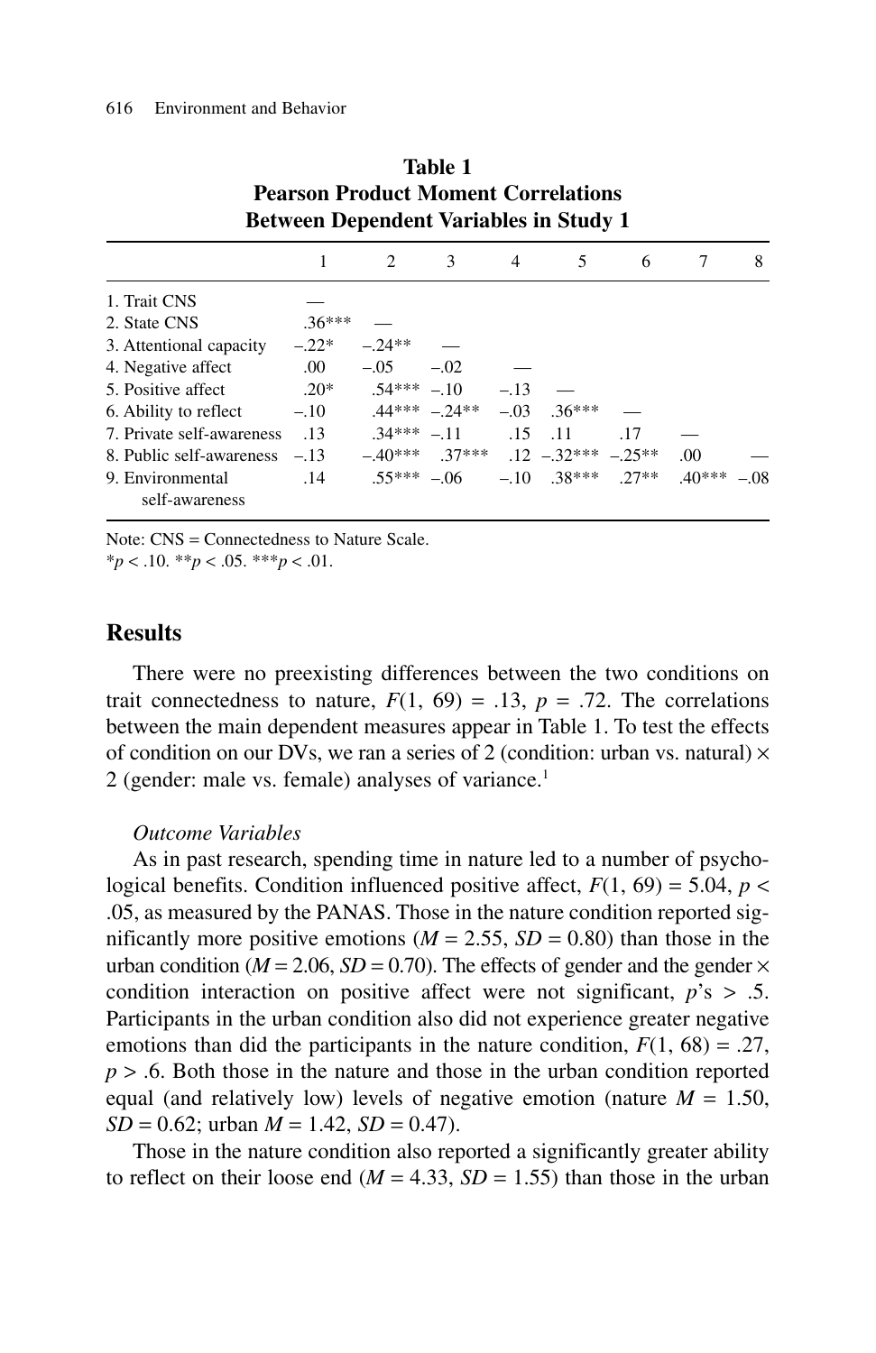**Table 1**
**Pearson Product Moment Correlations Between Dependent Variables in Study 1**

| | 1 | 2 | 3 | 4 | 5 | 6 | 7 | 8 |
|---|---|---|---|---|---|---|---|---|
| 1. Trait CNS | — | | | | | | | |
| 2. State CNS | .36*** | — | | | | | | |
| 3. Attentional capacity | –.22* | –.24** | — | | | | | |
| 4. Negative affect | .00 | –.05 | –.02 | — | | | | |
| 5. Positive affect | .20* | .54*** | –.10 | –.13 | — | | | |
| 6. Ability to reflect | –.10 | .44*** | –.24** | –.03 | .36*** | — | | |
| 7. Private self-awareness | .13 | .34*** | –.11 | .15 | .11 | .17 | — | |
| 8. Public self-awareness | –.13 | –.40*** | .37*** | .12 | –.32*** | –.25** | .00 | — |
| 9. Environmental self-awareness | .14 | .55*** | –.06 | –.10 | .38*** | .27** | .40*** | –.08 |

Note: CNS = Connectedness to Nature Scale.
*$p < .10$. **$p < .05$. ***$p < .01$.

## Results

There were no preexisting differences between the two conditions on trait connectedness to nature, $F(1, 69) = .13$, $p = .72$. The correlations between the main dependent measures appear in Table 1. To test the effects of condition on our DVs, we ran a series of 2 (condition: urban vs. natural) × 2 (gender: male vs. female) analyses of variance.[1]

### *Outcome Variables*

As in past research, spending time in nature led to a number of psychological benefits. Condition influenced positive affect, $F(1, 69) = 5.04$, $p < .05$, as measured by the PANAS. Those in the nature condition reported significantly more positive emotions ($M = 2.55$, $SD = 0.80$) than those in the urban condition ($M = 2.06$, $SD = 0.70$). The effects of gender and the gender × condition interaction on positive affect were not significant, $p$'s > .5. Participants in the urban condition also did not experience greater negative emotions than did the participants in the nature condition, $F(1, 68) = .27$, $p > .6$. Both those in the nature and those in the urban condition reported equal (and relatively low) levels of negative emotion (nature $M = 1.50$, $SD = 0.62$; urban $M = 1.42$, $SD = 0.47$).

Those in the nature condition also reported a significantly greater ability to reflect on their loose end ($M = 4.33$, $SD = 1.55$) than those in the urban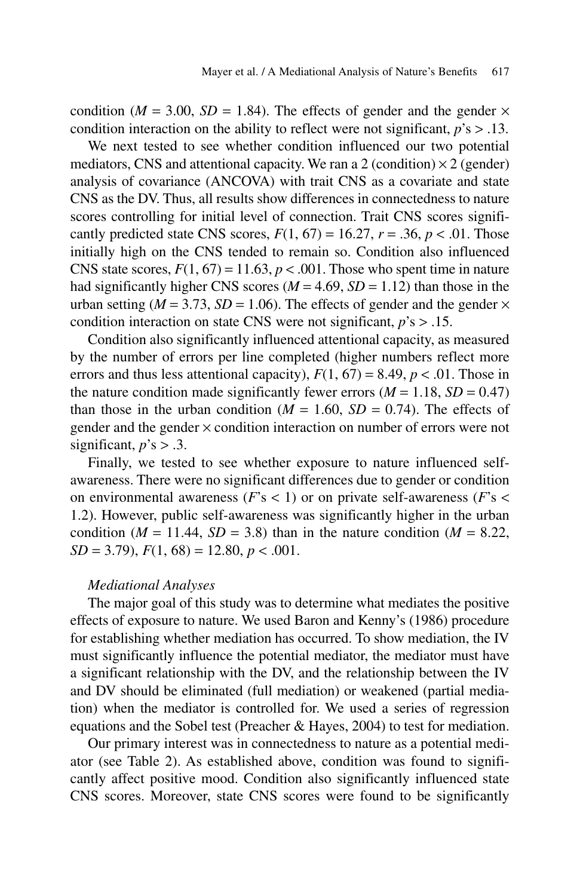condition ($M$ = 3.00, $SD$ = 1.84). The effects of gender and the gender × condition interaction on the ability to reflect were not significant, $p$'s > .13.

We next tested to see whether condition influenced our two potential mediators, CNS and attentional capacity. We ran a 2 (condition) × 2 (gender) analysis of covariance (ANCOVA) with trait CNS as a covariate and state CNS as the DV. Thus, all results show differences in connectedness to nature scores controlling for initial level of connection. Trait CNS scores significantly predicted state CNS scores, $F(1, 67) = 16.27$, $r = .36$, $p < .01$. Those initially high on the CNS tended to remain so. Condition also influenced CNS state scores, $F(1, 67) = 11.63$, $p < .001$. Those who spent time in nature had significantly higher CNS scores ($M$ = 4.69, $SD$ = 1.12) than those in the urban setting ($M$ = 3.73, $SD$ = 1.06). The effects of gender and the gender × condition interaction on state CNS were not significant, $p$'s > .15.

Condition also significantly influenced attentional capacity, as measured by the number of errors per line completed (higher numbers reflect more errors and thus less attentional capacity), $F(1, 67) = 8.49$, $p < .01$. Those in the nature condition made significantly fewer errors ($M$ = 1.18, $SD$ = 0.47) than those in the urban condition ($M$ = 1.60, $SD$ = 0.74). The effects of gender and the gender × condition interaction on number of errors were not significant, $p$'s > .3.

Finally, we tested to see whether exposure to nature influenced self-awareness. There were no significant differences due to gender or condition on environmental awareness ($F$'s < 1) or on private self-awareness ($F$'s < 1.2). However, public self-awareness was significantly higher in the urban condition ($M$ = 11.44, $SD$ = 3.8) than in the nature condition ($M$ = 8.22, $SD$ = 3.79), $F(1, 68) = 12.80$, $p < .001$.

*Mediational Analyses*

The major goal of this study was to determine what mediates the positive effects of exposure to nature. We used Baron and Kenny's (1986) procedure for establishing whether mediation has occurred. To show mediation, the IV must significantly influence the potential mediator, the mediator must have a significant relationship with the DV, and the relationship between the IV and DV should be eliminated (full mediation) or weakened (partial mediation) when the mediator is controlled for. We used a series of regression equations and the Sobel test (Preacher & Hayes, 2004) to test for mediation.

Our primary interest was in connectedness to nature as a potential mediator (see Table 2). As established above, condition was found to significantly affect positive mood. Condition also significantly influenced state CNS scores. Moreover, state CNS scores were found to be significantly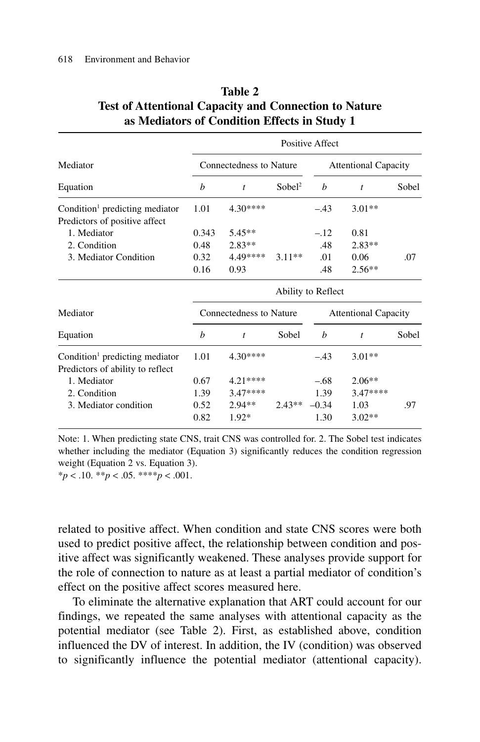**Table 2**
**Test of Attentional Capacity and Connection to Nature as Mediators of Condition Effects in Study 1**

| | Positive Affect | | | | | |
|---|---|---|---|---|---|---|
| Mediator | Connectedness to Nature | | | Attentional Capacity | | |
| Equation | *b* | *t* | Sobel[2] | *b* | *t* | Sobel |
| Condition[1] predicting mediator | 1.01 | 4.30**** | | –.43 | 3.01** | |
| Predictors of positive affect | | | | | | |
| 1. Mediator | 0.343 | 5.45** | | –.12 | 0.81 | |
| 2. Condition | 0.48 | 2.83** | | .48 | 2.83** | |
| 3. Mediator Condition | 0.32 | 4.49**** | 3.11** | .01 | 0.06 | .07 |
| | 0.16 | 0.93 | | .48 | 2.56** | |
| | **Ability to Reflect** | | | | | |
| Mediator | Connectedness to Nature | | | Attentional Capacity | | |
| Equation | *b* | *t* | Sobel | *b* | *t* | Sobel |
| Condition[1] predicting mediator | 1.01 | 4.30**** | | –.43 | 3.01** | |
| Predictors of ability to reflect | | | | | | |
| 1. Mediator | 0.67 | 4.21**** | | –.68 | 2.06** | |
| 2. Condition | 1.39 | 3.47**** | | 1.39 | 3.47**** | |
| 3. Mediator condition | 0.52 | 2.94** | 2.43** | –0.34 | 1.03 | .97 |
| | 0.82 | 1.92* | | 1.30 | 3.02** | |

Note: 1. When predicting state CNS, trait CNS was controlled for. 2. The Sobel test indicates whether including the mediator (Equation 3) significantly reduces the condition regression weight (Equation 2 vs. Equation 3).
*$p < .10$. **$p < .05$. ****$p < .001$.

related to positive affect. When condition and state CNS scores were both used to predict positive affect, the relationship between condition and positive affect was significantly weakened. These analyses provide support for the role of connection to nature as at least a partial mediator of condition's effect on the positive affect scores measured here.

To eliminate the alternative explanation that ART could account for our findings, we repeated the same analyses with attentional capacity as the potential mediator (see Table 2). First, as established above, condition influenced the DV of interest. In addition, the IV (condition) was observed to significantly influence the potential mediator (attentional capacity).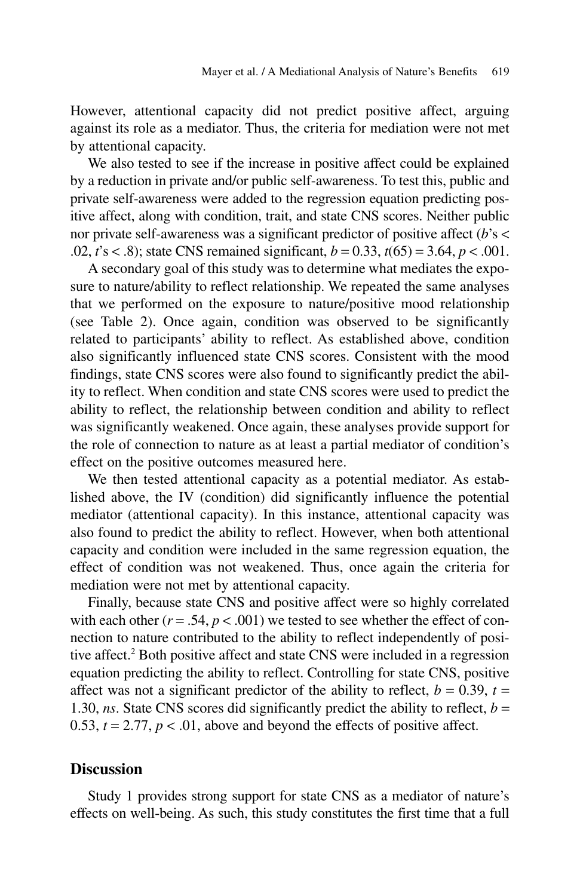However, attentional capacity did not predict positive affect, arguing against its role as a mediator. Thus, the criteria for mediation were not met by attentional capacity.

We also tested to see if the increase in positive affect could be explained by a reduction in private and/or public self-awareness. To test this, public and private self-awareness were added to the regression equation predicting positive affect, along with condition, trait, and state CNS scores. Neither public nor private self-awareness was a significant predictor of positive affect ($b$'s < .02, $t$'s < .8); state CNS remained significant, $b = 0.33$, $t(65) = 3.64$, $p < .001$.

A secondary goal of this study was to determine what mediates the exposure to nature/ability to reflect relationship. We repeated the same analyses that we performed on the exposure to nature/positive mood relationship (see Table 2). Once again, condition was observed to be significantly related to participants' ability to reflect. As established above, condition also significantly influenced state CNS scores. Consistent with the mood findings, state CNS scores were also found to significantly predict the ability to reflect. When condition and state CNS scores were used to predict the ability to reflect, the relationship between condition and ability to reflect was significantly weakened. Once again, these analyses provide support for the role of connection to nature as at least a partial mediator of condition's effect on the positive outcomes measured here.

We then tested attentional capacity as a potential mediator. As established above, the IV (condition) did significantly influence the potential mediator (attentional capacity). In this instance, attentional capacity was also found to predict the ability to reflect. However, when both attentional capacity and condition were included in the same regression equation, the effect of condition was not weakened. Thus, once again the criteria for mediation were not met by attentional capacity.

Finally, because state CNS and positive affect were so highly correlated with each other ($r = .54$, $p < .001$) we tested to see whether the effect of connection to nature contributed to the ability to reflect independently of positive affect.[2] Both positive affect and state CNS were included in a regression equation predicting the ability to reflect. Controlling for state CNS, positive affect was not a significant predictor of the ability to reflect, $b = 0.39$, $t = 1.30$, *ns*. State CNS scores did significantly predict the ability to reflect, $b = 0.53$, $t = 2.77$, $p < .01$, above and beyond the effects of positive affect.

## Discussion

Study 1 provides strong support for state CNS as a mediator of nature's effects on well-being. As such, this study constitutes the first time that a full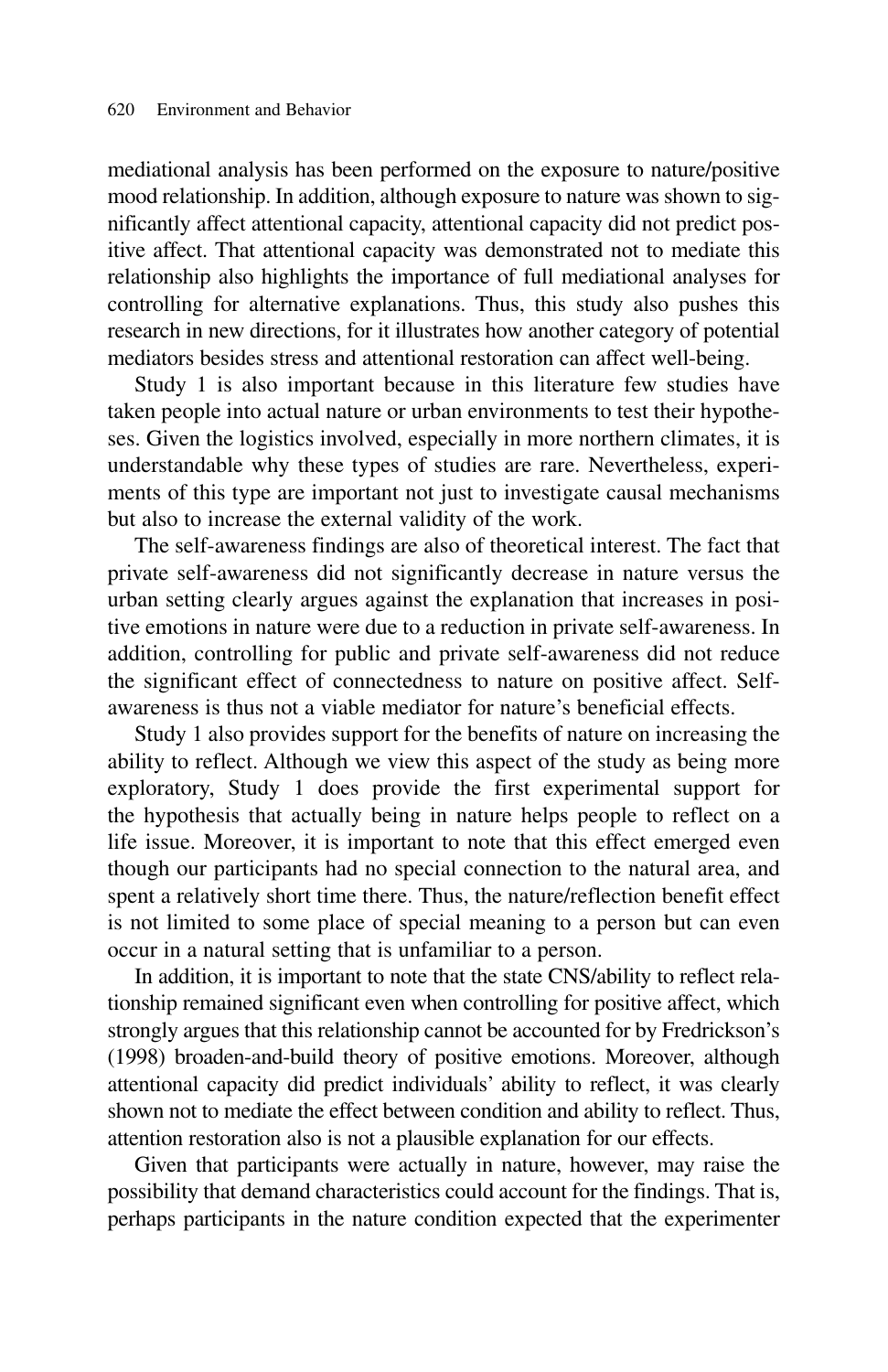mediational analysis has been performed on the exposure to nature/positive mood relationship. In addition, although exposure to nature was shown to significantly affect attentional capacity, attentional capacity did not predict positive affect. That attentional capacity was demonstrated not to mediate this relationship also highlights the importance of full mediational analyses for controlling for alternative explanations. Thus, this study also pushes this research in new directions, for it illustrates how another category of potential mediators besides stress and attentional restoration can affect well-being.

Study 1 is also important because in this literature few studies have taken people into actual nature or urban environments to test their hypotheses. Given the logistics involved, especially in more northern climates, it is understandable why these types of studies are rare. Nevertheless, experiments of this type are important not just to investigate causal mechanisms but also to increase the external validity of the work.

The self-awareness findings are also of theoretical interest. The fact that private self-awareness did not significantly decrease in nature versus the urban setting clearly argues against the explanation that increases in positive emotions in nature were due to a reduction in private self-awareness. In addition, controlling for public and private self-awareness did not reduce the significant effect of connectedness to nature on positive affect. Self-awareness is thus not a viable mediator for nature's beneficial effects.

Study 1 also provides support for the benefits of nature on increasing the ability to reflect. Although we view this aspect of the study as being more exploratory, Study 1 does provide the first experimental support for the hypothesis that actually being in nature helps people to reflect on a life issue. Moreover, it is important to note that this effect emerged even though our participants had no special connection to the natural area, and spent a relatively short time there. Thus, the nature/reflection benefit effect is not limited to some place of special meaning to a person but can even occur in a natural setting that is unfamiliar to a person.

In addition, it is important to note that the state CNS/ability to reflect relationship remained significant even when controlling for positive affect, which strongly argues that this relationship cannot be accounted for by Fredrickson's (1998) broaden-and-build theory of positive emotions. Moreover, although attentional capacity did predict individuals' ability to reflect, it was clearly shown not to mediate the effect between condition and ability to reflect. Thus, attention restoration also is not a plausible explanation for our effects.

Given that participants were actually in nature, however, may raise the possibility that demand characteristics could account for the findings. That is, perhaps participants in the nature condition expected that the experimenter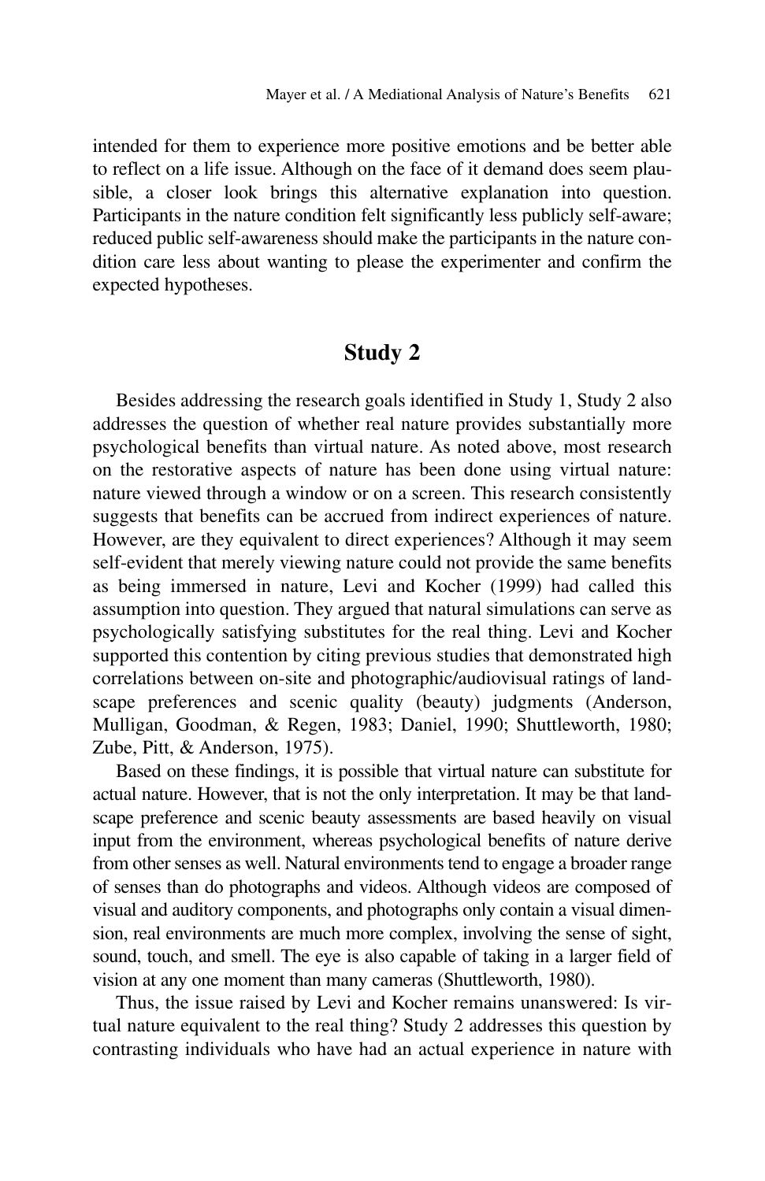intended for them to experience more positive emotions and be better able to reflect on a life issue. Although on the face of it demand does seem plausible, a closer look brings this alternative explanation into question. Participants in the nature condition felt significantly less publicly self-aware; reduced public self-awareness should make the participants in the nature condition care less about wanting to please the experimenter and confirm the expected hypotheses.

## Study 2

Besides addressing the research goals identified in Study 1, Study 2 also addresses the question of whether real nature provides substantially more psychological benefits than virtual nature. As noted above, most research on the restorative aspects of nature has been done using virtual nature: nature viewed through a window or on a screen. This research consistently suggests that benefits can be accrued from indirect experiences of nature. However, are they equivalent to direct experiences? Although it may seem self-evident that merely viewing nature could not provide the same benefits as being immersed in nature, Levi and Kocher (1999) had called this assumption into question. They argued that natural simulations can serve as psychologically satisfying substitutes for the real thing. Levi and Kocher supported this contention by citing previous studies that demonstrated high correlations between on-site and photographic/audiovisual ratings of landscape preferences and scenic quality (beauty) judgments (Anderson, Mulligan, Goodman, & Regen, 1983; Daniel, 1990; Shuttleworth, 1980; Zube, Pitt, & Anderson, 1975).

Based on these findings, it is possible that virtual nature can substitute for actual nature. However, that is not the only interpretation. It may be that landscape preference and scenic beauty assessments are based heavily on visual input from the environment, whereas psychological benefits of nature derive from other senses as well. Natural environments tend to engage a broader range of senses than do photographs and videos. Although videos are composed of visual and auditory components, and photographs only contain a visual dimension, real environments are much more complex, involving the sense of sight, sound, touch, and smell. The eye is also capable of taking in a larger field of vision at any one moment than many cameras (Shuttleworth, 1980).

Thus, the issue raised by Levi and Kocher remains unanswered: Is virtual nature equivalent to the real thing? Study 2 addresses this question by contrasting individuals who have had an actual experience in nature with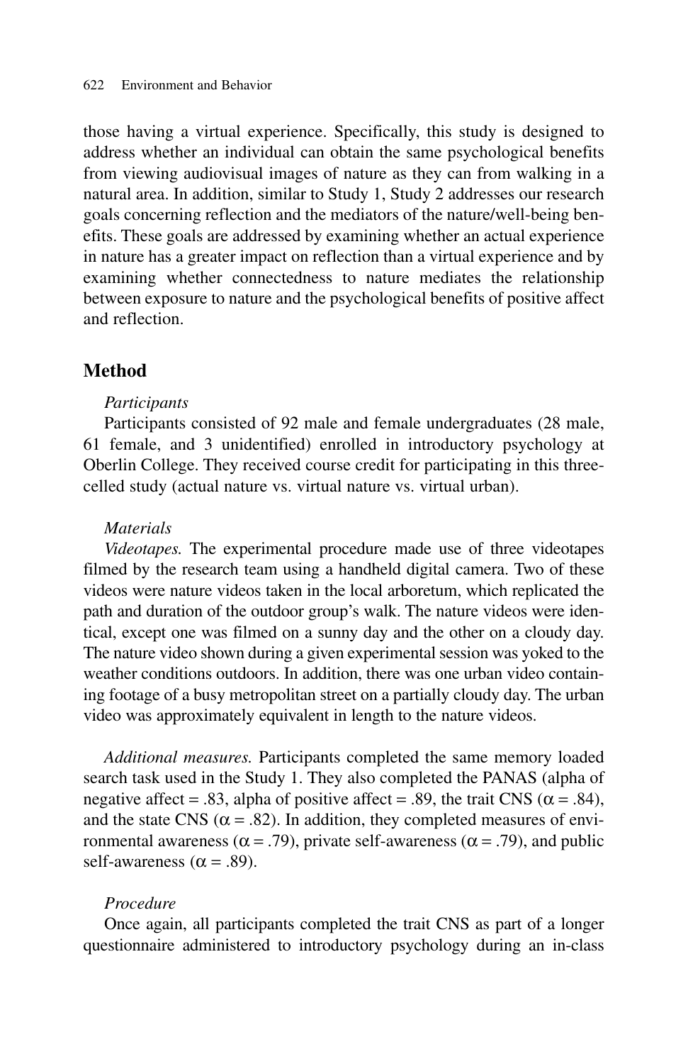those having a virtual experience. Specifically, this study is designed to address whether an individual can obtain the same psychological benefits from viewing audiovisual images of nature as they can from walking in a natural area. In addition, similar to Study 1, Study 2 addresses our research goals concerning reflection and the mediators of the nature/well-being benefits. These goals are addressed by examining whether an actual experience in nature has a greater impact on reflection than a virtual experience and by examining whether connectedness to nature mediates the relationship between exposure to nature and the psychological benefits of positive affect and reflection.

## Method

*Participants*

Participants consisted of 92 male and female undergraduates (28 male, 61 female, and 3 unidentified) enrolled in introductory psychology at Oberlin College. They received course credit for participating in this three-celled study (actual nature vs. virtual nature vs. virtual urban).

*Materials*

*Videotapes.* The experimental procedure made use of three videotapes filmed by the research team using a handheld digital camera. Two of these videos were nature videos taken in the local arboretum, which replicated the path and duration of the outdoor group's walk. The nature videos were identical, except one was filmed on a sunny day and the other on a cloudy day. The nature video shown during a given experimental session was yoked to the weather conditions outdoors. In addition, there was one urban video containing footage of a busy metropolitan street on a partially cloudy day. The urban video was approximately equivalent in length to the nature videos.

*Additional measures.* Participants completed the same memory loaded search task used in the Study 1. They also completed the PANAS (alpha of negative affect = .83, alpha of positive affect = .89, the trait CNS ($\alpha$ = .84), and the state CNS ($\alpha$ = .82). In addition, they completed measures of environmental awareness ($\alpha$ = .79), private self-awareness ($\alpha$ = .79), and public self-awareness ($\alpha$ = .89).

*Procedure*

Once again, all participants completed the trait CNS as part of a longer questionnaire administered to introductory psychology during an in-class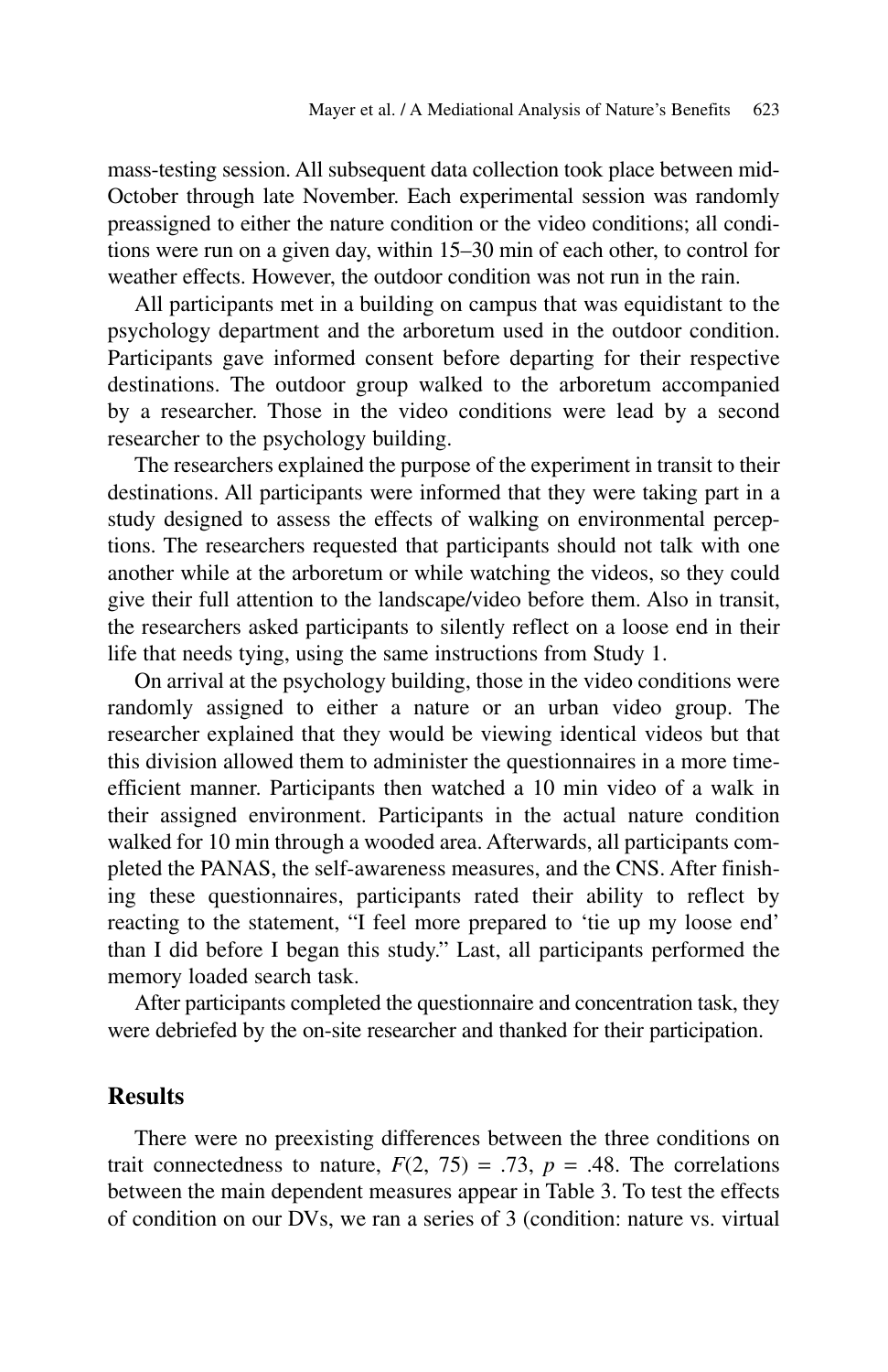mass-testing session. All subsequent data collection took place between mid-October through late November. Each experimental session was randomly preassigned to either the nature condition or the video conditions; all conditions were run on a given day, within 15–30 min of each other, to control for weather effects. However, the outdoor condition was not run in the rain.

All participants met in a building on campus that was equidistant to the psychology department and the arboretum used in the outdoor condition. Participants gave informed consent before departing for their respective destinations. The outdoor group walked to the arboretum accompanied by a researcher. Those in the video conditions were lead by a second researcher to the psychology building.

The researchers explained the purpose of the experiment in transit to their destinations. All participants were informed that they were taking part in a study designed to assess the effects of walking on environmental perceptions. The researchers requested that participants should not talk with one another while at the arboretum or while watching the videos, so they could give their full attention to the landscape/video before them. Also in transit, the researchers asked participants to silently reflect on a loose end in their life that needs tying, using the same instructions from Study 1.

On arrival at the psychology building, those in the video conditions were randomly assigned to either a nature or an urban video group. The researcher explained that they would be viewing identical videos but that this division allowed them to administer the questionnaires in a more time-efficient manner. Participants then watched a 10 min video of a walk in their assigned environment. Participants in the actual nature condition walked for 10 min through a wooded area. Afterwards, all participants completed the PANAS, the self-awareness measures, and the CNS. After finishing these questionnaires, participants rated their ability to reflect by reacting to the statement, "I feel more prepared to 'tie up my loose end' than I did before I began this study." Last, all participants performed the memory loaded search task.

After participants completed the questionnaire and concentration task, they were debriefed by the on-site researcher and thanked for their participation.

## Results

There were no preexisting differences between the three conditions on trait connectedness to nature, $F(2, 75) = .73$, $p = .48$. The correlations between the main dependent measures appear in Table 3. To test the effects of condition on our DVs, we ran a series of 3 (condition: nature vs. virtual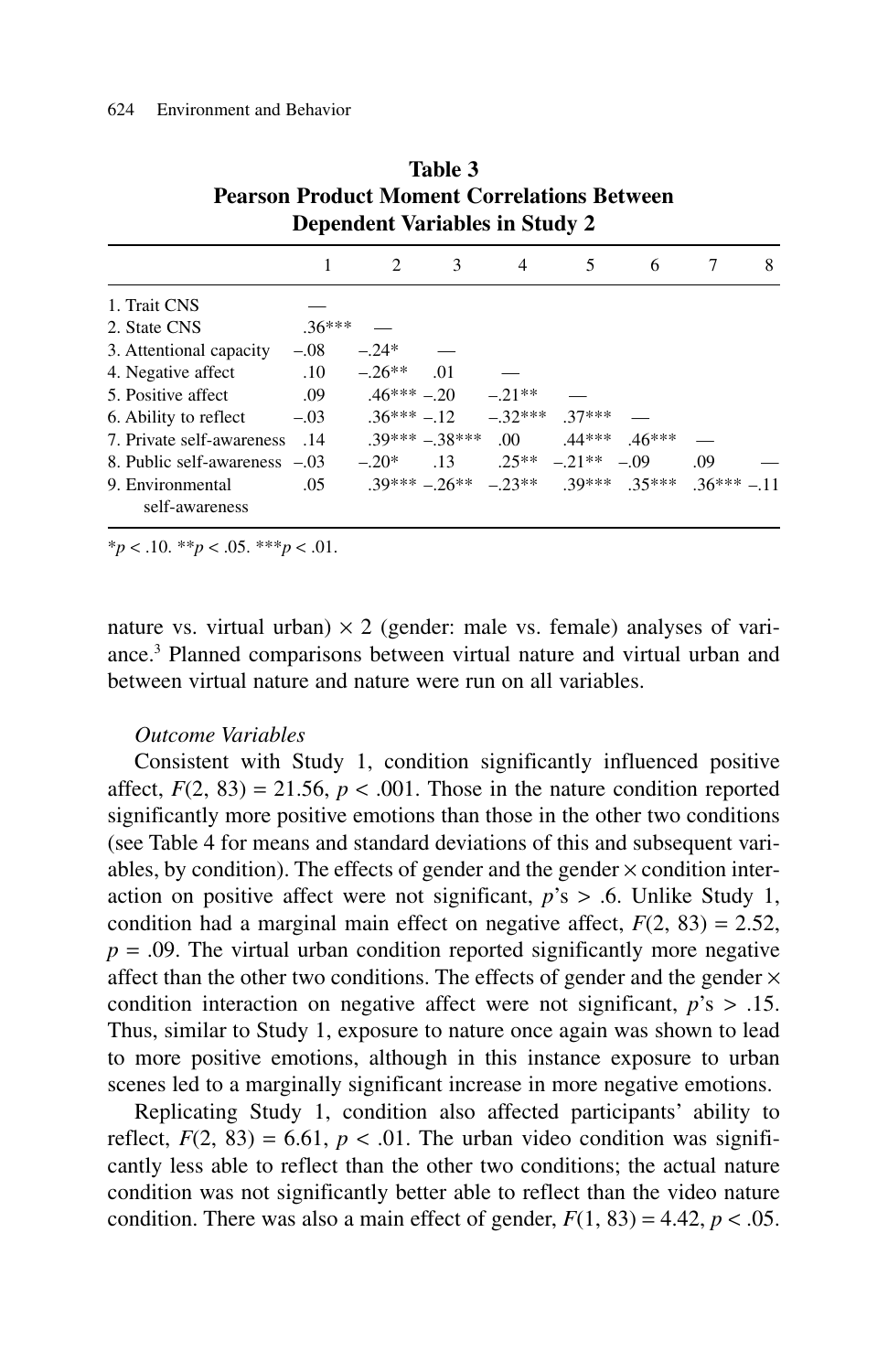**Table 3**
**Pearson Product Moment Correlations Between Dependent Variables in Study 2**

| | 1 | 2 | 3 | 4 | 5 | 6 | 7 | 8 |
|---|---|---|---|---|---|---|---|---|
| 1. Trait CNS | — | | | | | | | |
| 2. State CNS | .36*** | — | | | | | | |
| 3. Attentional capacity | –.08 | –.24* | — | | | | | |
| 4. Negative affect | .10 | –.26** | .01 | — | | | | |
| 5. Positive affect | .09 | .46*** | –.20 | –.21** | — | | | |
| 6. Ability to reflect | –.03 | .36*** | –.12 | –.32*** | .37*** | — | | |
| 7. Private self-awareness | .14 | .39*** | –.38*** | .00 | .44*** | .46*** | — | |
| 8. Public self-awareness | –.03 | –.20* | .13 | .25** | –.21** | –.09 | .09 | — |
| 9. Environmental self-awareness | .05 | .39*** | –.26** | –.23** | .39*** | .35*** | .36*** | –.11 |

$^{*}p < .10$. $^{**}p < .05$. $^{***}p < .01$.

nature vs. virtual urban) × 2 (gender: male vs. female) analyses of variance.[3] Planned comparisons between virtual nature and virtual urban and between virtual nature and nature were run on all variables.

*Outcome Variables*

Consistent with Study 1, condition significantly influenced positive affect, $F(2, 83) = 21.56$, $p < .001$. Those in the nature condition reported significantly more positive emotions than those in the other two conditions (see Table 4 for means and standard deviations of this and subsequent variables, by condition). The effects of gender and the gender × condition interaction on positive affect were not significant, $p$'s > .6. Unlike Study 1, condition had a marginal main effect on negative affect, $F(2, 83) = 2.52$, $p = .09$. The virtual urban condition reported significantly more negative affect than the other two conditions. The effects of gender and the gender × condition interaction on negative affect were not significant, $p$'s > .15. Thus, similar to Study 1, exposure to nature once again was shown to lead to more positive emotions, although in this instance exposure to urban scenes led to a marginally significant increase in more negative emotions.

Replicating Study 1, condition also affected participants' ability to reflect, $F(2, 83) = 6.61$, $p < .01$. The urban video condition was significantly less able to reflect than the other two conditions; the actual nature condition was not significantly better able to reflect than the video nature condition. There was also a main effect of gender, $F(1, 83) = 4.42$, $p < .05$.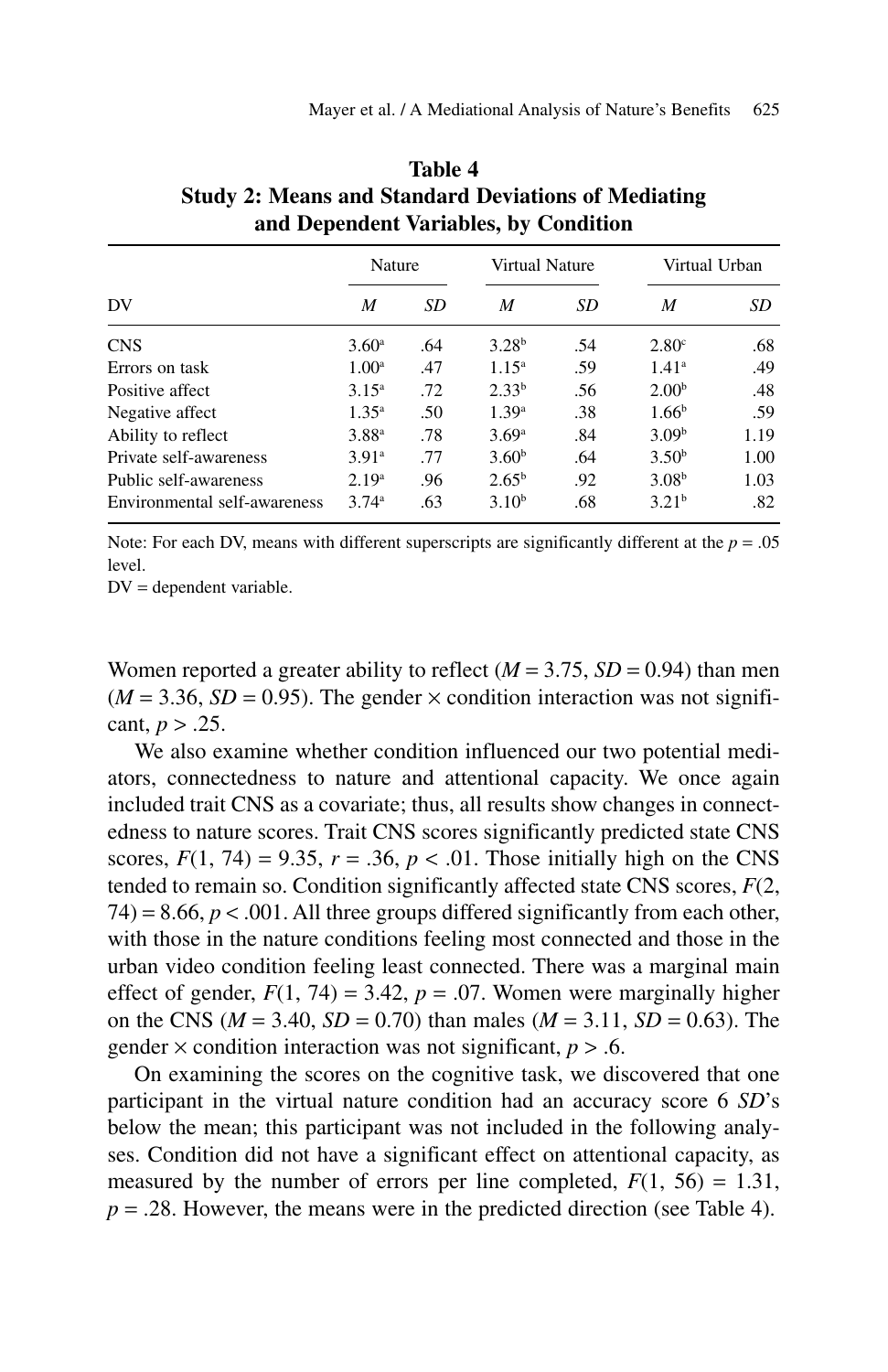**Table 4**
**Study 2: Means and Standard Deviations of Mediating and Dependent Variables, by Condition**

| DV | Nature | | Virtual Nature | | Virtual Urban | |
|---|---|---|---|---|---|---|
| | *M* | *SD* | *M* | *SD* | *M* | *SD* |
| CNS | 3.60[a] | .64 | 3.28[b] | .54 | 2.80[c] | .68 |
| Errors on task | 1.00[a] | .47 | 1.15[a] | .59 | 1.41[a] | .49 |
| Positive affect | 3.15[a] | .72 | 2.33[b] | .56 | 2.00[b] | .48 |
| Negative affect | 1.35[a] | .50 | 1.39[a] | .38 | 1.66[b] | .59 |
| Ability to reflect | 3.88[a] | .78 | 3.69[a] | .84 | 3.09[b] | 1.19 |
| Private self-awareness | 3.91[a] | .77 | 3.60[b] | .64 | 3.50[b] | 1.00 |
| Public self-awareness | 2.19[a] | .96 | 2.65[b] | .92 | 3.08[b] | 1.03 |
| Environmental self-awareness | 3.74[a] | .63 | 3.10[b] | .68 | 3.21[b] | .82 |

Note: For each DV, means with different superscripts are significantly different at the $p = .05$ level.
DV = dependent variable.

Women reported a greater ability to reflect ($M = 3.75$, $SD = 0.94$) than men ($M = 3.36$, $SD = 0.95$). The gender × condition interaction was not significant, $p > .25$.

We also examine whether condition influenced our two potential mediators, connectedness to nature and attentional capacity. We once again included trait CNS as a covariate; thus, all results show changes in connectedness to nature scores. Trait CNS scores significantly predicted state CNS scores, $F(1, 74) = 9.35$, $r = .36$, $p < .01$. Those initially high on the CNS tended to remain so. Condition significantly affected state CNS scores, $F(2, 74) = 8.66$, $p < .001$. All three groups differed significantly from each other, with those in the nature conditions feeling most connected and those in the urban video condition feeling least connected. There was a marginal main effect of gender, $F(1, 74) = 3.42$, $p = .07$. Women were marginally higher on the CNS ($M = 3.40$, $SD = 0.70$) than males ($M = 3.11$, $SD = 0.63$). The gender × condition interaction was not significant, $p > .6$.

On examining the scores on the cognitive task, we discovered that one participant in the virtual nature condition had an accuracy score 6 *SD*'s below the mean; this participant was not included in the following analyses. Condition did not have a significant effect on attentional capacity, as measured by the number of errors per line completed, $F(1, 56) = 1.31$, $p = .28$. However, the means were in the predicted direction (see Table 4).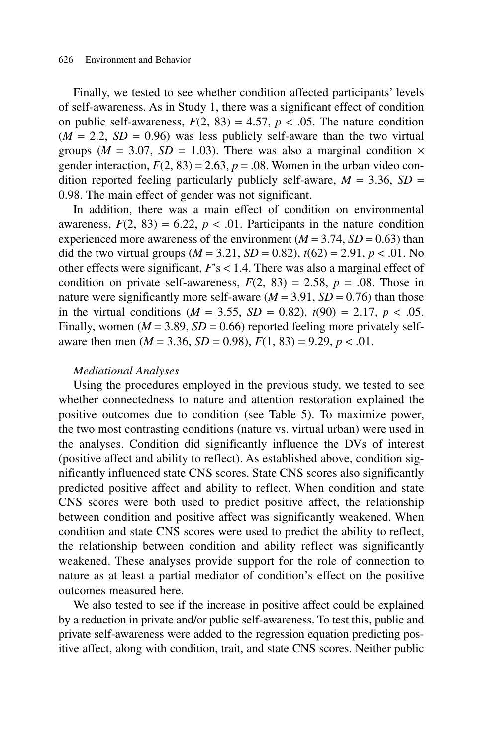Finally, we tested to see whether condition affected participants' levels of self-awareness. As in Study 1, there was a significant effect of condition on public self-awareness, $F(2, 83) = 4.57$, $p < .05$. The nature condition ($M = 2.2$, $SD = 0.96$) was less publicly self-aware than the two virtual groups ($M = 3.07$, $SD = 1.03$). There was also a marginal condition × gender interaction, $F(2, 83) = 2.63$, $p = .08$. Women in the urban video condition reported feeling particularly publicly self-aware, $M = 3.36$, $SD = 0.98$. The main effect of gender was not significant.

In addition, there was a main effect of condition on environmental awareness, $F(2, 83) = 6.22$, $p < .01$. Participants in the nature condition experienced more awareness of the environment ($M = 3.74$, $SD = 0.63$) than did the two virtual groups ($M = 3.21$, $SD = 0.82$), $t(62) = 2.91$, $p < .01$. No other effects were significant, $F$'s < 1.4. There was also a marginal effect of condition on private self-awareness, $F(2, 83) = 2.58$, $p = .08$. Those in nature were significantly more self-aware ($M = 3.91$, $SD = 0.76$) than those in the virtual conditions ($M = 3.55$, $SD = 0.82$), $t(90) = 2.17$, $p < .05$. Finally, women ($M = 3.89$, $SD = 0.66$) reported feeling more privately self-aware then men ($M = 3.36$, $SD = 0.98$), $F(1, 83) = 9.29$, $p < .01$.

*Mediational Analyses*

Using the procedures employed in the previous study, we tested to see whether connectedness to nature and attention restoration explained the positive outcomes due to condition (see Table 5). To maximize power, the two most contrasting conditions (nature vs. virtual urban) were used in the analyses. Condition did significantly influence the DVs of interest (positive affect and ability to reflect). As established above, condition significantly influenced state CNS scores. State CNS scores also significantly predicted positive affect and ability to reflect. When condition and state CNS scores were both used to predict positive affect, the relationship between condition and positive affect was significantly weakened. When condition and state CNS scores were used to predict the ability to reflect, the relationship between condition and ability reflect was significantly weakened. These analyses provide support for the role of connection to nature as at least a partial mediator of condition's effect on the positive outcomes measured here.

We also tested to see if the increase in positive affect could be explained by a reduction in private and/or public self-awareness. To test this, public and private self-awareness were added to the regression equation predicting positive affect, along with condition, trait, and state CNS scores. Neither public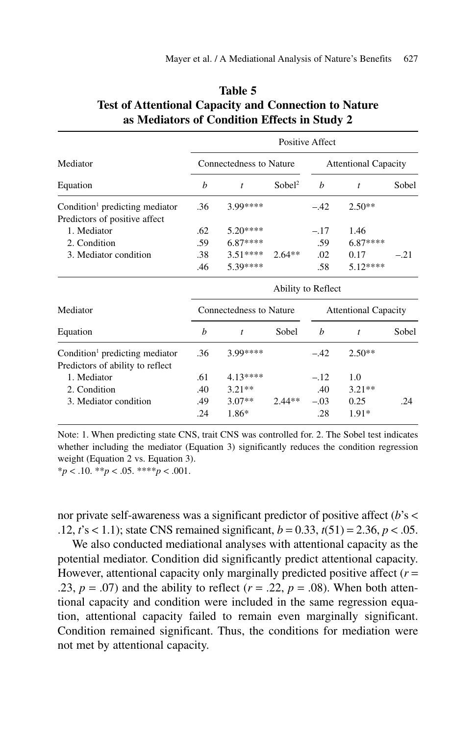**Table 5**
**Test of Attentional Capacity and Connection to Nature as Mediators of Condition Effects in Study 2**

| | Positive Affect | | | | | |
|---|---|---|---|---|---|---|
| Mediator | Connectedness to Nature | | | Attentional Capacity | | |
| Equation | *b* | *t* | Sobel[2] | *b* | *t* | Sobel |
| Condition[1] predicting mediator | .36 | 3.99**** | | –.42 | 2.50** | |
| Predictors of positive affect | | | | | | |
| 1. Mediator | .62 | 5.20**** | | –.17 | 1.46 | |
| 2. Condition | .59 | 6.87**** | | .59 | 6.87**** | |
| 3. Mediator condition | .38 | 3.51**** | 2.64** | .02 | 0.17 | –.21 |
| | .46 | 5.39**** | | .58 | 5.12**** | |

| | Ability to Reflect | | | | | |
|---|---|---|---|---|---|---|
| Mediator | Connectedness to Nature | | | Attentional Capacity | | |
| Equation | *b* | *t* | Sobel | *b* | *t* | Sobel |
| Condition[1] predicting mediator | .36 | 3.99**** | | –.42 | 2.50** | |
| Predictors of ability to reflect | | | | | | |
| 1. Mediator | .61 | 4.13**** | | –.12 | 1.0 | |
| 2. Condition | .40 | 3.21** | | .40 | 3.21** | |
| 3. Mediator condition | .49 | 3.07** | 2.44** | –.03 | 0.25 | .24 |
| | .24 | 1.86* | | .28 | 1.91* | |

Note: 1. When predicting state CNS, trait CNS was controlled for. 2. The Sobel test indicates whether including the mediator (Equation 3) significantly reduces the condition regression weight (Equation 2 vs. Equation 3).
*$p < .10$. **$p < .05$. ****$p < .001$.

nor private self-awareness was a significant predictor of positive affect ($b$'s < .12, $t$'s < 1.1); state CNS remained significant, $b = 0.33$, $t(51) = 2.36$, $p < .05$.

We also conducted mediational analyses with attentional capacity as the potential mediator. Condition did significantly predict attentional capacity. However, attentional capacity only marginally predicted positive affect ($r = .23$, $p = .07$) and the ability to reflect ($r = .22$, $p = .08$). When both attentional capacity and condition were included in the same regression equation, attentional capacity failed to remain even marginally significant. Condition remained significant. Thus, the conditions for mediation were not met by attentional capacity.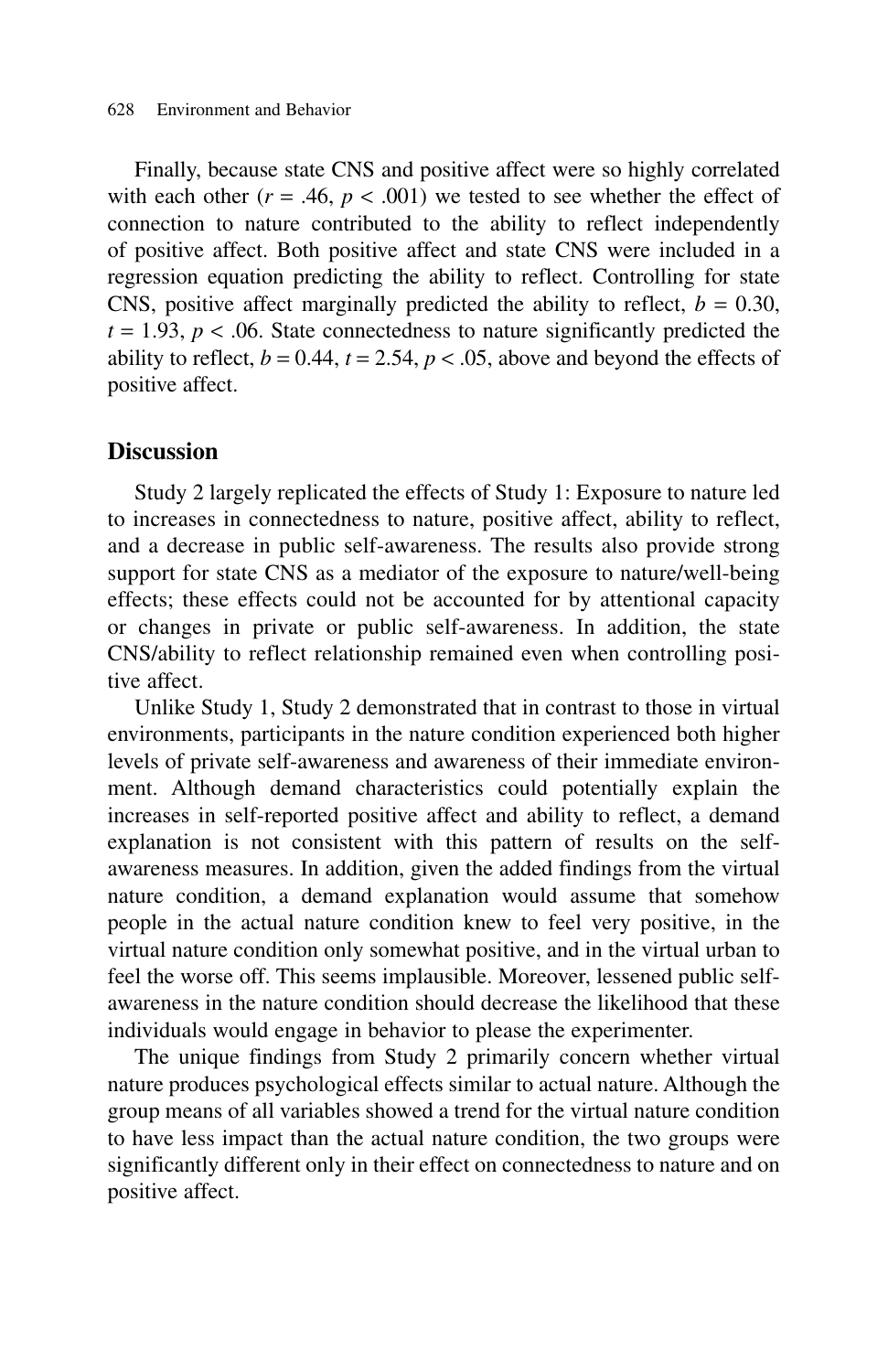Finally, because state CNS and positive affect were so highly correlated with each other ($r = .46$, $p < .001$) we tested to see whether the effect of connection to nature contributed to the ability to reflect independently of positive affect. Both positive affect and state CNS were included in a regression equation predicting the ability to reflect. Controlling for state CNS, positive affect marginally predicted the ability to reflect, $b = 0.30$, $t = 1.93$, $p < .06$. State connectedness to nature significantly predicted the ability to reflect, $b = 0.44$, $t = 2.54$, $p < .05$, above and beyond the effects of positive affect.

## Discussion

Study 2 largely replicated the effects of Study 1: Exposure to nature led to increases in connectedness to nature, positive affect, ability to reflect, and a decrease in public self-awareness. The results also provide strong support for state CNS as a mediator of the exposure to nature/well-being effects; these effects could not be accounted for by attentional capacity or changes in private or public self-awareness. In addition, the state CNS/ability to reflect relationship remained even when controlling positive affect.

Unlike Study 1, Study 2 demonstrated that in contrast to those in virtual environments, participants in the nature condition experienced both higher levels of private self-awareness and awareness of their immediate environment. Although demand characteristics could potentially explain the increases in self-reported positive affect and ability to reflect, a demand explanation is not consistent with this pattern of results on the self-awareness measures. In addition, given the added findings from the virtual nature condition, a demand explanation would assume that somehow people in the actual nature condition knew to feel very positive, in the virtual nature condition only somewhat positive, and in the virtual urban to feel the worse off. This seems implausible. Moreover, lessened public self-awareness in the nature condition should decrease the likelihood that these individuals would engage in behavior to please the experimenter.

The unique findings from Study 2 primarily concern whether virtual nature produces psychological effects similar to actual nature. Although the group means of all variables showed a trend for the virtual nature condition to have less impact than the actual nature condition, the two groups were significantly different only in their effect on connectedness to nature and on positive affect.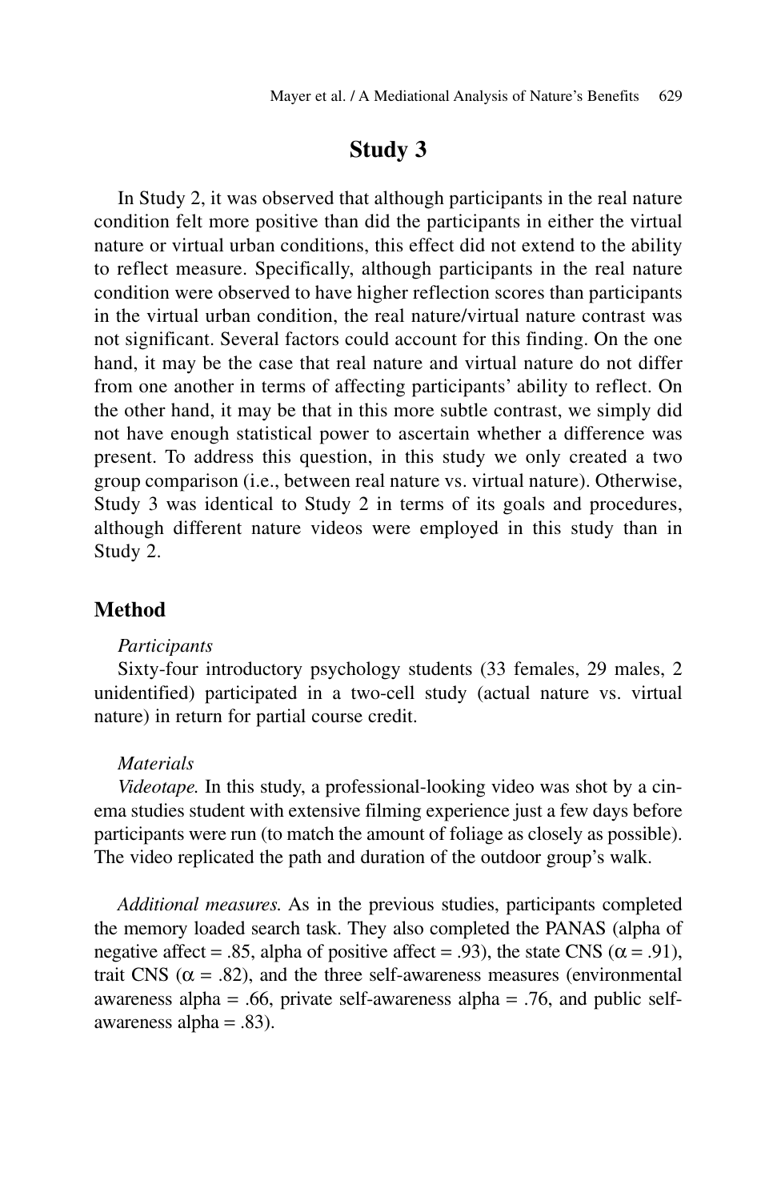## Study 3

In Study 2, it was observed that although participants in the real nature condition felt more positive than did the participants in either the virtual nature or virtual urban conditions, this effect did not extend to the ability to reflect measure. Specifically, although participants in the real nature condition were observed to have higher reflection scores than participants in the virtual urban condition, the real nature/virtual nature contrast was not significant. Several factors could account for this finding. On the one hand, it may be the case that real nature and virtual nature do not differ from one another in terms of affecting participants' ability to reflect. On the other hand, it may be that in this more subtle contrast, we simply did not have enough statistical power to ascertain whether a difference was present. To address this question, in this study we only created a two group comparison (i.e., between real nature vs. virtual nature). Otherwise, Study 3 was identical to Study 2 in terms of its goals and procedures, although different nature videos were employed in this study than in Study 2.

### Method

#### *Participants*

Sixty-four introductory psychology students (33 females, 29 males, 2 unidentified) participated in a two-cell study (actual nature vs. virtual nature) in return for partial course credit.

#### *Materials*

*Videotape.* In this study, a professional-looking video was shot by a cinema studies student with extensive filming experience just a few days before participants were run (to match the amount of foliage as closely as possible). The video replicated the path and duration of the outdoor group's walk.

*Additional measures.* As in the previous studies, participants completed the memory loaded search task. They also completed the PANAS (alpha of negative affect = .85, alpha of positive affect = .93), the state CNS ($\alpha$ = .91), trait CNS ($\alpha$ = .82), and the three self-awareness measures (environmental awareness alpha = .66, private self-awareness alpha = .76, and public self-awareness alpha = .83).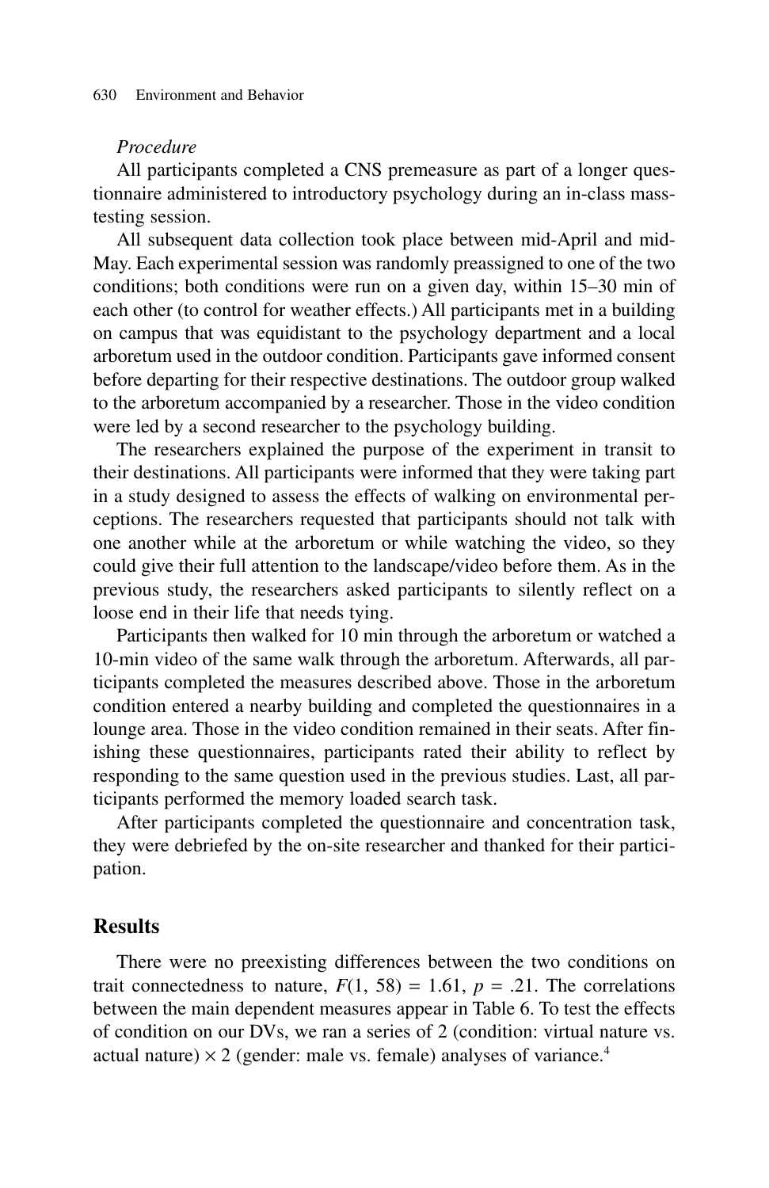*Procedure*

All participants completed a CNS premeasure as part of a longer questionnaire administered to introductory psychology during an in-class mass-testing session.

All subsequent data collection took place between mid-April and mid-May. Each experimental session was randomly preassigned to one of the two conditions; both conditions were run on a given day, within 15–30 min of each other (to control for weather effects.) All participants met in a building on campus that was equidistant to the psychology department and a local arboretum used in the outdoor condition. Participants gave informed consent before departing for their respective destinations. The outdoor group walked to the arboretum accompanied by a researcher. Those in the video condition were led by a second researcher to the psychology building.

The researchers explained the purpose of the experiment in transit to their destinations. All participants were informed that they were taking part in a study designed to assess the effects of walking on environmental perceptions. The researchers requested that participants should not talk with one another while at the arboretum or while watching the video, so they could give their full attention to the landscape/video before them. As in the previous study, the researchers asked participants to silently reflect on a loose end in their life that needs tying.

Participants then walked for 10 min through the arboretum or watched a 10-min video of the same walk through the arboretum. Afterwards, all participants completed the measures described above. Those in the arboretum condition entered a nearby building and completed the questionnaires in a lounge area. Those in the video condition remained in their seats. After finishing these questionnaires, participants rated their ability to reflect by responding to the same question used in the previous studies. Last, all participants performed the memory loaded search task.

After participants completed the questionnaire and concentration task, they were debriefed by the on-site researcher and thanked for their participation.

## Results

There were no preexisting differences between the two conditions on trait connectedness to nature, $F(1, 58) = 1.61$, $p = .21$. The correlations between the main dependent measures appear in Table 6. To test the effects of condition on our DVs, we ran a series of 2 (condition: virtual nature vs. actual nature) × 2 (gender: male vs. female) analyses of variance.[4]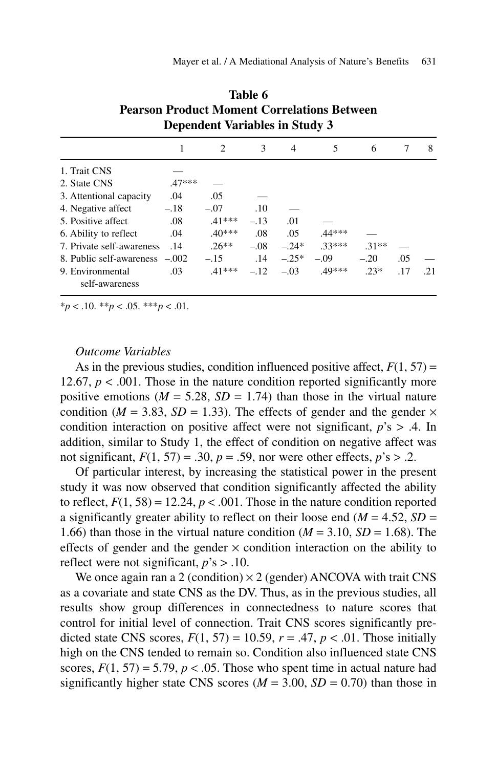**Table 6**
**Pearson Product Moment Correlations Between Dependent Variables in Study 3**

| | 1 | 2 | 3 | 4 | 5 | 6 | 7 | 8 |
|---|---|---|---|---|---|---|---|---|
| 1. Trait CNS | — | | | | | | | |
| 2. State CNS | .47*** | — | | | | | | |
| 3. Attentional capacity | .04 | .05 | — | | | | | |
| 4. Negative affect | –.18 | –.07 | .10 | — | | | | |
| 5. Positive affect | .08 | .41*** | –.13 | .01 | — | | | |
| 6. Ability to reflect | .04 | .40*** | .08 | .05 | .44*** | — | | |
| 7. Private self-awareness | .14 | .26** | –.08 | –.24* | .33*** | .31** | — | |
| 8. Public self-awareness | –.002 | –.15 | .14 | –.25* | –.09 | –.20 | .05 | — |
| 9. Environmental self-awareness | .03 | .41*** | –.12 | –.03 | .49*** | .23* | .17 | .21 |

\*$p < .10$. \*\*$p < .05$. \*\*\*$p < .01$.

*Outcome Variables*

As in the previous studies, condition influenced positive affect, $F(1, 57) = 12.67$, $p < .001$. Those in the nature condition reported significantly more positive emotions ($M = 5.28$, $SD = 1.74$) than those in the virtual nature condition ($M = 3.83$, $SD = 1.33$). The effects of gender and the gender × condition interaction on positive affect were not significant, $p$'s > .4. In addition, similar to Study 1, the effect of condition on negative affect was not significant, $F(1, 57) = .30$, $p = .59$, nor were other effects, $p$'s > .2.

Of particular interest, by increasing the statistical power in the present study it was now observed that condition significantly affected the ability to reflect, $F(1, 58) = 12.24$, $p < .001$. Those in the nature condition reported a significantly greater ability to reflect on their loose end ($M = 4.52$, $SD = 1.66$) than those in the virtual nature condition ($M = 3.10$, $SD = 1.68$). The effects of gender and the gender × condition interaction on the ability to reflect were not significant, $p$'s > .10.

We once again ran a 2 (condition) × 2 (gender) ANCOVA with trait CNS as a covariate and state CNS as the DV. Thus, as in the previous studies, all results show group differences in connectedness to nature scores that control for initial level of connection. Trait CNS scores significantly predicted state CNS scores, $F(1, 57) = 10.59$, $r = .47$, $p < .01$. Those initially high on the CNS tended to remain so. Condition also influenced state CNS scores, $F(1, 57) = 5.79$, $p < .05$. Those who spent time in actual nature had significantly higher state CNS scores ($M = 3.00$, $SD = 0.70$) than those in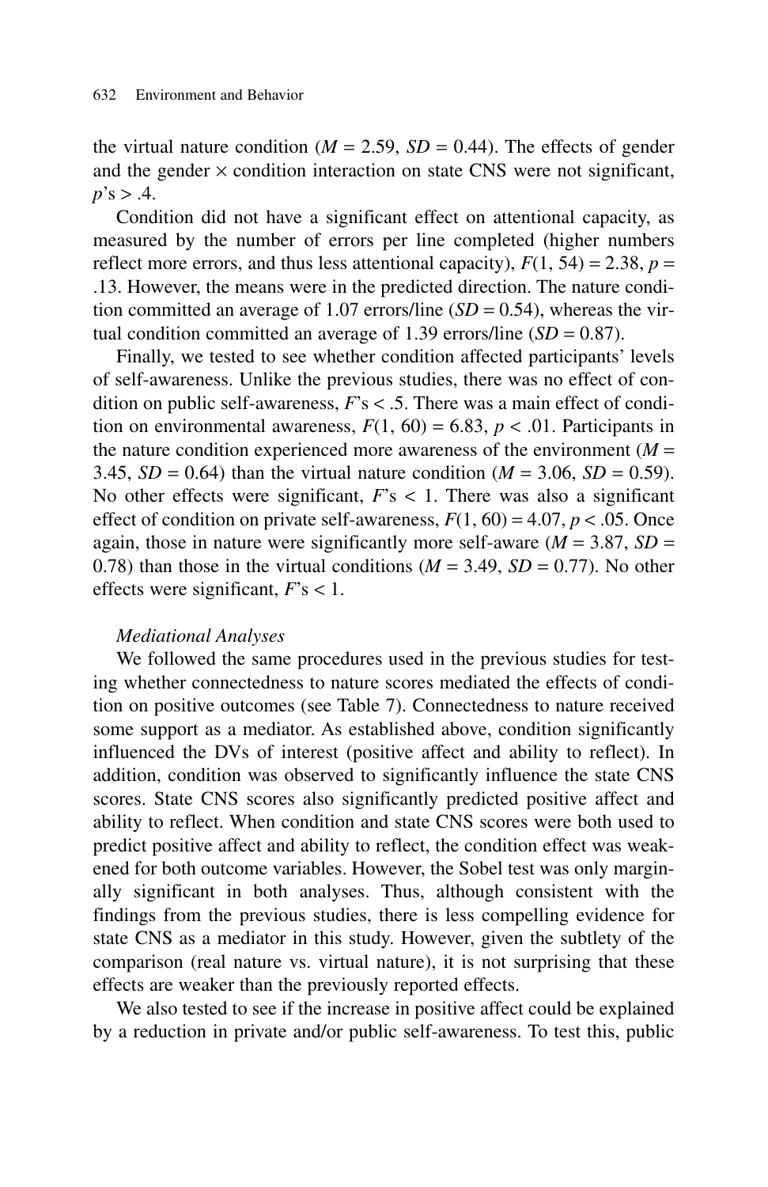the virtual nature condition (*M* = 2.59, *SD* = 0.44). The effects of gender and the gender × condition interaction on state CNS were not significant, *p*'s > .4.

Condition did not have a significant effect on attentional capacity, as measured by the number of errors per line completed (higher numbers reflect more errors, and thus less attentional capacity), $F(1, 54) = 2.38$, $p = .13$. However, the means were in the predicted direction. The nature condition committed an average of 1.07 errors/line (*SD* = 0.54), whereas the virtual condition committed an average of 1.39 errors/line (*SD* = 0.87).

Finally, we tested to see whether condition affected participants' levels of self-awareness. Unlike the previous studies, there was no effect of condition on public self-awareness, *F*'s < .5. There was a main effect of condition on environmental awareness, $F(1, 60) = 6.83$, $p < .01$. Participants in the nature condition experienced more awareness of the environment (*M* = 3.45, *SD* = 0.64) than the virtual nature condition (*M* = 3.06, *SD* = 0.59). No other effects were significant, *F*'s < 1. There was also a significant effect of condition on private self-awareness, $F(1, 60) = 4.07$, $p < .05$. Once again, those in nature were significantly more self-aware (*M* = 3.87, *SD* = 0.78) than those in the virtual conditions (*M* = 3.49, *SD* = 0.77). No other effects were significant, *F*'s < 1.

*Mediational Analyses*

We followed the same procedures used in the previous studies for testing whether connectedness to nature scores mediated the effects of condition on positive outcomes (see Table 7). Connectedness to nature received some support as a mediator. As established above, condition significantly influenced the DVs of interest (positive affect and ability to reflect). In addition, condition was observed to significantly influence the state CNS scores. State CNS scores also significantly predicted positive affect and ability to reflect. When condition and state CNS scores were both used to predict positive affect and ability to reflect, the condition effect was weakened for both outcome variables. However, the Sobel test was only marginally significant in both analyses. Thus, although consistent with the findings from the previous studies, there is less compelling evidence for state CNS as a mediator in this study. However, given the subtlety of the comparison (real nature vs. virtual nature), it is not surprising that these effects are weaker than the previously reported effects.

We also tested to see if the increase in positive affect could be explained by a reduction in private and/or public self-awareness. To test this, public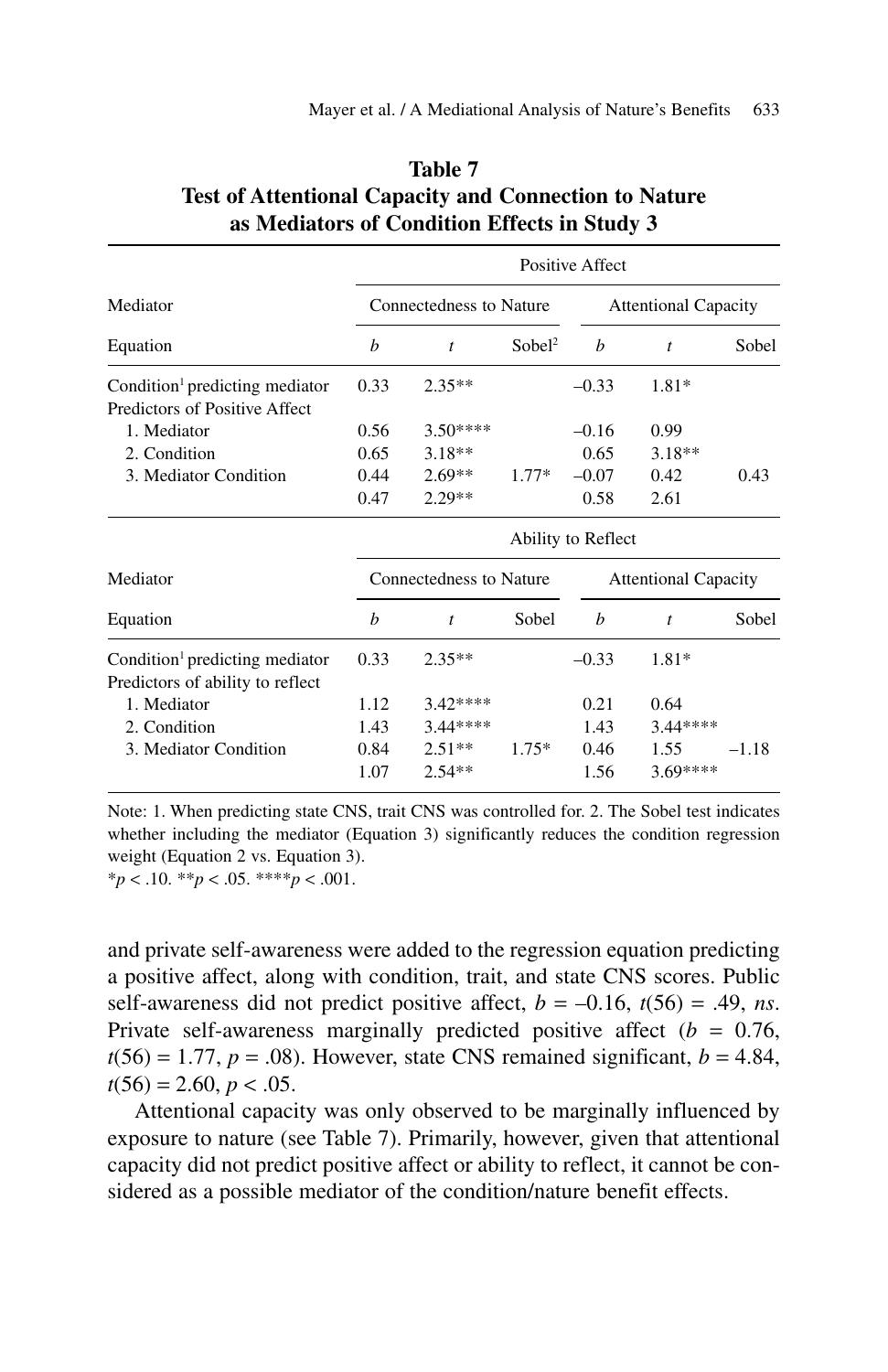**Table 7**
**Test of Attentional Capacity and Connection to Nature as Mediators of Condition Effects in Study 3**

| | Positive Affect | | | | | |
|---|---|---|---|---|---|---|
| Mediator | Connectedness to Nature | | | Attentional Capacity | | |
| Equation | *b* | *t* | Sobel[2] | *b* | *t* | Sobel |
| Condition[1] predicting mediator | 0.33 | 2.35** | | –0.33 | 1.81* | |
| Predictors of Positive Affect | | | | | | |
| 1. Mediator | 0.56 | 3.50**** | | –0.16 | 0.99 | |
| 2. Condition | 0.65 | 3.18** | | 0.65 | 3.18** | |
| 3. Mediator Condition | 0.44 | 2.69** | 1.77* | –0.07 | 0.42 | 0.43 |
| | 0.47 | 2.29** | | 0.58 | 2.61 | |

| | Ability to Reflect | | | | | |
|---|---|---|---|---|---|---|
| Mediator | Connectedness to Nature | | | Attentional Capacity | | |
| Equation | *b* | *t* | Sobel | *b* | *t* | Sobel |
| Condition[1] predicting mediator | 0.33 | 2.35** | | –0.33 | 1.81* | |
| Predictors of ability to reflect | | | | | | |
| 1. Mediator | 1.12 | 3.42**** | | 0.21 | 0.64 | |
| 2. Condition | 1.43 | 3.44**** | | 1.43 | 3.44**** | |
| 3. Mediator Condition | 0.84 | 2.51** | 1.75* | 0.46 | 1.55 | –1.18 |
| | 1.07 | 2.54** | | 1.56 | 3.69**** | |

Note: 1. When predicting state CNS, trait CNS was controlled for. 2. The Sobel test indicates whether including the mediator (Equation 3) significantly reduces the condition regression weight (Equation 2 vs. Equation 3).
*$p < .10$. **$p < .05$. ****$p < .001$.

and private self-awareness were added to the regression equation predicting a positive affect, along with condition, trait, and state CNS scores. Public self-awareness did not predict positive affect, $b = -0.16$, $t(56) = .49$, *ns*. Private self-awareness marginally predicted positive affect ($b = 0.76$, $t(56) = 1.77$, $p = .08$). However, state CNS remained significant, $b = 4.84$, $t(56) = 2.60$, $p < .05$.

Attentional capacity was only observed to be marginally influenced by exposure to nature (see Table 7). Primarily, however, given that attentional capacity did not predict positive affect or ability to reflect, it cannot be considered as a possible mediator of the condition/nature benefit effects.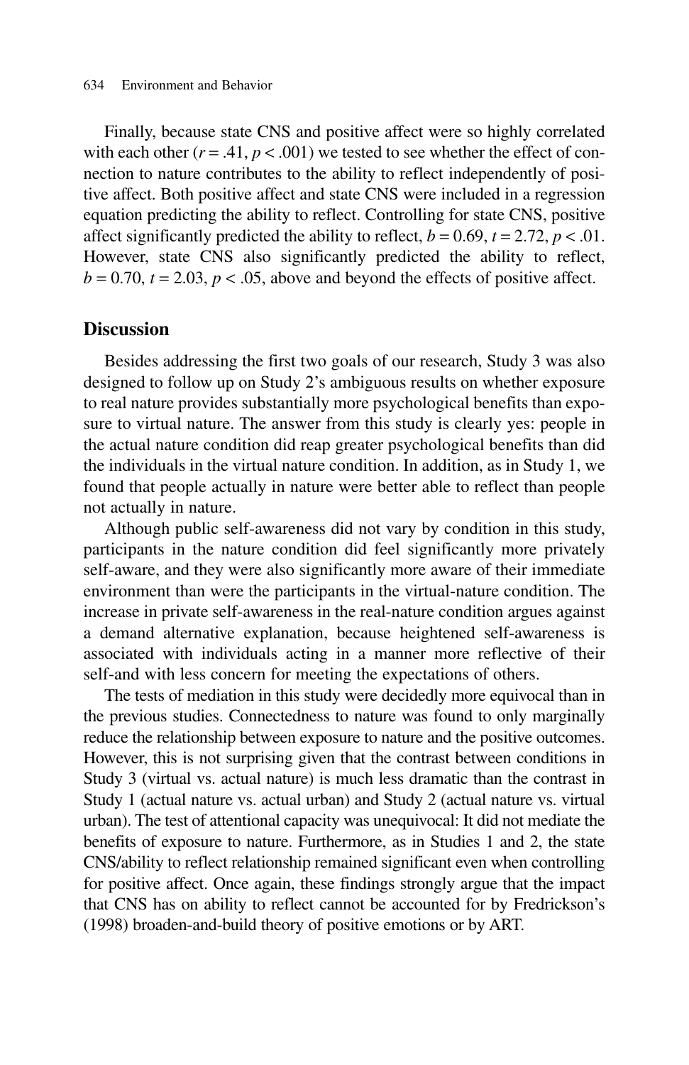Finally, because state CNS and positive affect were so highly correlated with each other ($r = .41$, $p < .001$) we tested to see whether the effect of connection to nature contributes to the ability to reflect independently of positive affect. Both positive affect and state CNS were included in a regression equation predicting the ability to reflect. Controlling for state CNS, positive affect significantly predicted the ability to reflect, $b = 0.69$, $t = 2.72$, $p < .01$. However, state CNS also significantly predicted the ability to reflect, $b = 0.70$, $t = 2.03$, $p < .05$, above and beyond the effects of positive affect.

## Discussion

Besides addressing the first two goals of our research, Study 3 was also designed to follow up on Study 2's ambiguous results on whether exposure to real nature provides substantially more psychological benefits than exposure to virtual nature. The answer from this study is clearly yes: people in the actual nature condition did reap greater psychological benefits than did the individuals in the virtual nature condition. In addition, as in Study 1, we found that people actually in nature were better able to reflect than people not actually in nature.

Although public self-awareness did not vary by condition in this study, participants in the nature condition did feel significantly more privately self-aware, and they were also significantly more aware of their immediate environment than were the participants in the virtual-nature condition. The increase in private self-awareness in the real-nature condition argues against a demand alternative explanation, because heightened self-awareness is associated with individuals acting in a manner more reflective of their self-and with less concern for meeting the expectations of others.

The tests of mediation in this study were decidedly more equivocal than in the previous studies. Connectedness to nature was found to only marginally reduce the relationship between exposure to nature and the positive outcomes. However, this is not surprising given that the contrast between conditions in Study 3 (virtual vs. actual nature) is much less dramatic than the contrast in Study 1 (actual nature vs. actual urban) and Study 2 (actual nature vs. virtual urban). The test of attentional capacity was unequivocal: It did not mediate the benefits of exposure to nature. Furthermore, as in Studies 1 and 2, the state CNS/ability to reflect relationship remained significant even when controlling for positive affect. Once again, these findings strongly argue that the impact that CNS has on ability to reflect cannot be accounted for by Fredrickson's (1998) broaden-and-build theory of positive emotions or by ART.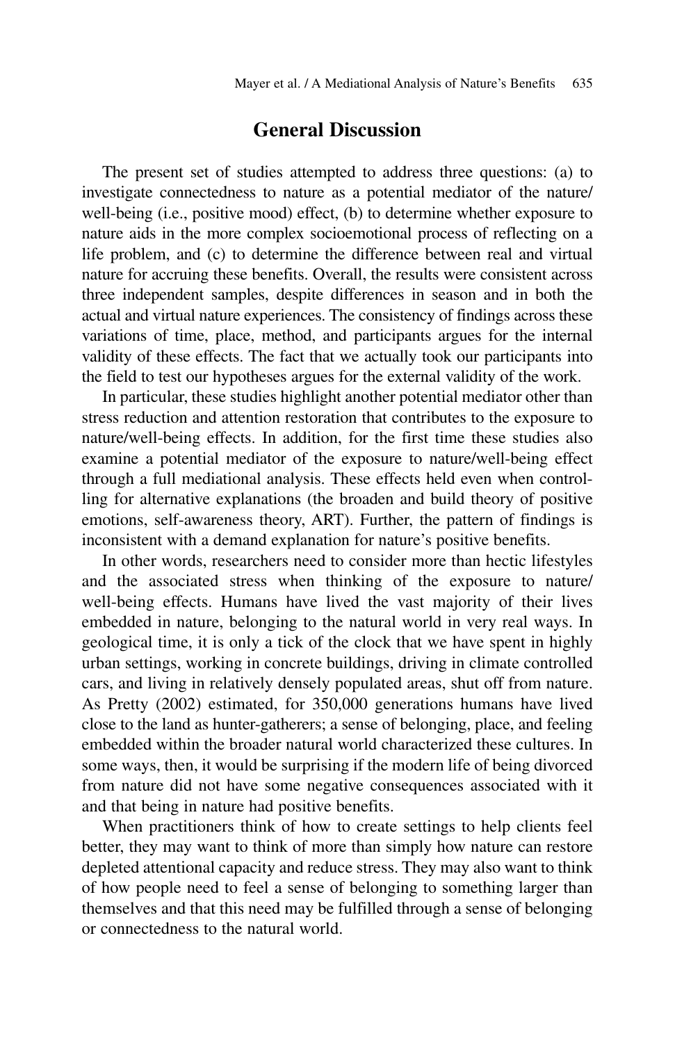## General Discussion

The present set of studies attempted to address three questions: (a) to investigate connectedness to nature as a potential mediator of the nature/well-being (i.e., positive mood) effect, (b) to determine whether exposure to nature aids in the more complex socioemotional process of reflecting on a life problem, and (c) to determine the difference between real and virtual nature for accruing these benefits. Overall, the results were consistent across three independent samples, despite differences in season and in both the actual and virtual nature experiences. The consistency of findings across these variations of time, place, method, and participants argues for the internal validity of these effects. The fact that we actually took our participants into the field to test our hypotheses argues for the external validity of the work.

In particular, these studies highlight another potential mediator other than stress reduction and attention restoration that contributes to the exposure to nature/well-being effects. In addition, for the first time these studies also examine a potential mediator of the exposure to nature/well-being effect through a full mediational analysis. These effects held even when controlling for alternative explanations (the broaden and build theory of positive emotions, self-awareness theory, ART). Further, the pattern of findings is inconsistent with a demand explanation for nature's positive benefits.

In other words, researchers need to consider more than hectic lifestyles and the associated stress when thinking of the exposure to nature/well-being effects. Humans have lived the vast majority of their lives embedded in nature, belonging to the natural world in very real ways. In geological time, it is only a tick of the clock that we have spent in highly urban settings, working in concrete buildings, driving in climate controlled cars, and living in relatively densely populated areas, shut off from nature. As Pretty (2002) estimated, for 350,000 generations humans have lived close to the land as hunter-gatherers; a sense of belonging, place, and feeling embedded within the broader natural world characterized these cultures. In some ways, then, it would be surprising if the modern life of being divorced from nature did not have some negative consequences associated with it and that being in nature had positive benefits.

When practitioners think of how to create settings to help clients feel better, they may want to think of more than simply how nature can restore depleted attentional capacity and reduce stress. They may also want to think of how people need to feel a sense of belonging to something larger than themselves and that this need may be fulfilled through a sense of belonging or connectedness to the natural world.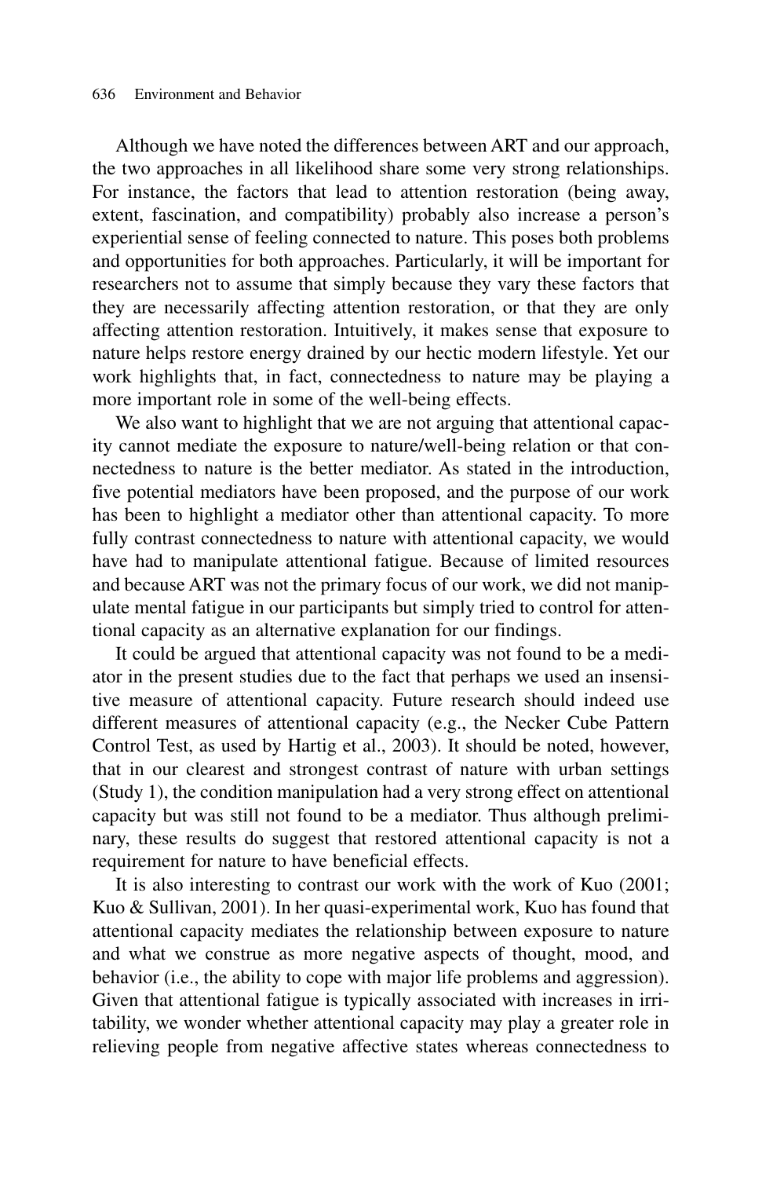Although we have noted the differences between ART and our approach, the two approaches in all likelihood share some very strong relationships. For instance, the factors that lead to attention restoration (being away, extent, fascination, and compatibility) probably also increase a person's experiential sense of feeling connected to nature. This poses both problems and opportunities for both approaches. Particularly, it will be important for researchers not to assume that simply because they vary these factors that they are necessarily affecting attention restoration, or that they are only affecting attention restoration. Intuitively, it makes sense that exposure to nature helps restore energy drained by our hectic modern lifestyle. Yet our work highlights that, in fact, connectedness to nature may be playing a more important role in some of the well-being effects.

We also want to highlight that we are not arguing that attentional capacity cannot mediate the exposure to nature/well-being relation or that connectedness to nature is the better mediator. As stated in the introduction, five potential mediators have been proposed, and the purpose of our work has been to highlight a mediator other than attentional capacity. To more fully contrast connectedness to nature with attentional capacity, we would have had to manipulate attentional fatigue. Because of limited resources and because ART was not the primary focus of our work, we did not manipulate mental fatigue in our participants but simply tried to control for attentional capacity as an alternative explanation for our findings.

It could be argued that attentional capacity was not found to be a mediator in the present studies due to the fact that perhaps we used an insensitive measure of attentional capacity. Future research should indeed use different measures of attentional capacity (e.g., the Necker Cube Pattern Control Test, as used by Hartig et al., 2003). It should be noted, however, that in our clearest and strongest contrast of nature with urban settings (Study 1), the condition manipulation had a very strong effect on attentional capacity but was still not found to be a mediator. Thus although preliminary, these results do suggest that restored attentional capacity is not a requirement for nature to have beneficial effects.

It is also interesting to contrast our work with the work of Kuo (2001; Kuo & Sullivan, 2001). In her quasi-experimental work, Kuo has found that attentional capacity mediates the relationship between exposure to nature and what we construe as more negative aspects of thought, mood, and behavior (i.e., the ability to cope with major life problems and aggression). Given that attentional fatigue is typically associated with increases in irritability, we wonder whether attentional capacity may play a greater role in relieving people from negative affective states whereas connectedness to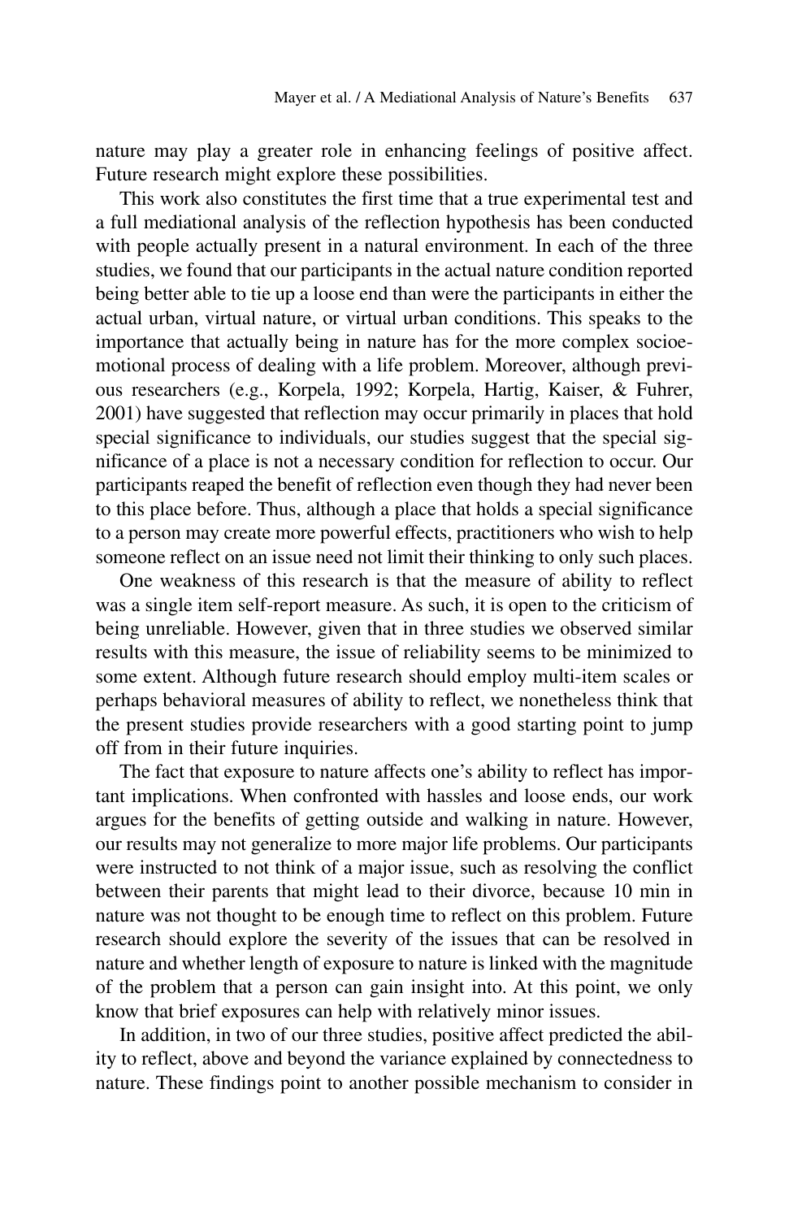nature may play a greater role in enhancing feelings of positive affect. Future research might explore these possibilities.

This work also constitutes the first time that a true experimental test and a full mediational analysis of the reflection hypothesis has been conducted with people actually present in a natural environment. In each of the three studies, we found that our participants in the actual nature condition reported being better able to tie up a loose end than were the participants in either the actual urban, virtual nature, or virtual urban conditions. This speaks to the importance that actually being in nature has for the more complex socioemotional process of dealing with a life problem. Moreover, although previous researchers (e.g., Korpela, 1992; Korpela, Hartig, Kaiser, & Fuhrer, 2001) have suggested that reflection may occur primarily in places that hold special significance to individuals, our studies suggest that the special significance of a place is not a necessary condition for reflection to occur. Our participants reaped the benefit of reflection even though they had never been to this place before. Thus, although a place that holds a special significance to a person may create more powerful effects, practitioners who wish to help someone reflect on an issue need not limit their thinking to only such places.

One weakness of this research is that the measure of ability to reflect was a single item self-report measure. As such, it is open to the criticism of being unreliable. However, given that in three studies we observed similar results with this measure, the issue of reliability seems to be minimized to some extent. Although future research should employ multi-item scales or perhaps behavioral measures of ability to reflect, we nonetheless think that the present studies provide researchers with a good starting point to jump off from in their future inquiries.

The fact that exposure to nature affects one's ability to reflect has important implications. When confronted with hassles and loose ends, our work argues for the benefits of getting outside and walking in nature. However, our results may not generalize to more major life problems. Our participants were instructed to not think of a major issue, such as resolving the conflict between their parents that might lead to their divorce, because 10 min in nature was not thought to be enough time to reflect on this problem. Future research should explore the severity of the issues that can be resolved in nature and whether length of exposure to nature is linked with the magnitude of the problem that a person can gain insight into. At this point, we only know that brief exposures can help with relatively minor issues.

In addition, in two of our three studies, positive affect predicted the ability to reflect, above and beyond the variance explained by connectedness to nature. These findings point to another possible mechanism to consider in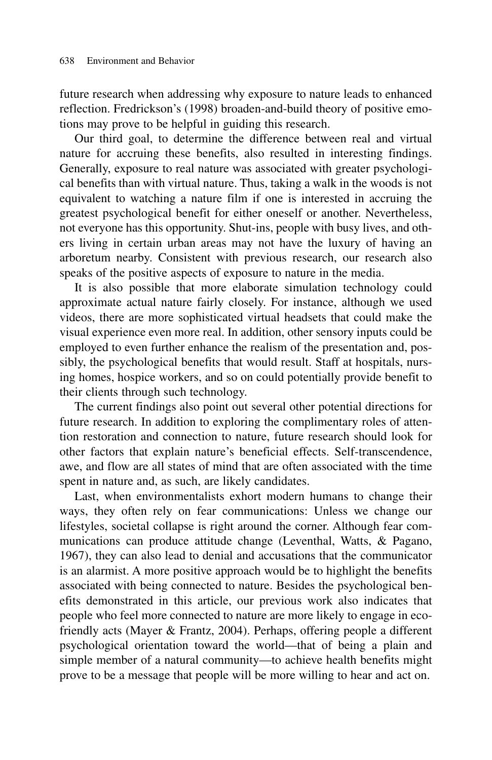future research when addressing why exposure to nature leads to enhanced reflection. Fredrickson's (1998) broaden-and-build theory of positive emotions may prove to be helpful in guiding this research.

Our third goal, to determine the difference between real and virtual nature for accruing these benefits, also resulted in interesting findings. Generally, exposure to real nature was associated with greater psychological benefits than with virtual nature. Thus, taking a walk in the woods is not equivalent to watching a nature film if one is interested in accruing the greatest psychological benefit for either oneself or another. Nevertheless, not everyone has this opportunity. Shut-ins, people with busy lives, and others living in certain urban areas may not have the luxury of having an arboretum nearby. Consistent with previous research, our research also speaks of the positive aspects of exposure to nature in the media.

It is also possible that more elaborate simulation technology could approximate actual nature fairly closely. For instance, although we used videos, there are more sophisticated virtual headsets that could make the visual experience even more real. In addition, other sensory inputs could be employed to even further enhance the realism of the presentation and, possibly, the psychological benefits that would result. Staff at hospitals, nursing homes, hospice workers, and so on could potentially provide benefit to their clients through such technology.

The current findings also point out several other potential directions for future research. In addition to exploring the complimentary roles of attention restoration and connection to nature, future research should look for other factors that explain nature's beneficial effects. Self-transcendence, awe, and flow are all states of mind that are often associated with the time spent in nature and, as such, are likely candidates.

Last, when environmentalists exhort modern humans to change their ways, they often rely on fear communications: Unless we change our lifestyles, societal collapse is right around the corner. Although fear communications can produce attitude change (Leventhal, Watts, & Pagano, 1967), they can also lead to denial and accusations that the communicator is an alarmist. A more positive approach would be to highlight the benefits associated with being connected to nature. Besides the psychological benefits demonstrated in this article, our previous work also indicates that people who feel more connected to nature are more likely to engage in eco-friendly acts (Mayer & Frantz, 2004). Perhaps, offering people a different psychological orientation toward the world—that of being a plain and simple member of a natural community—to achieve health benefits might prove to be a message that people will be more willing to hear and act on.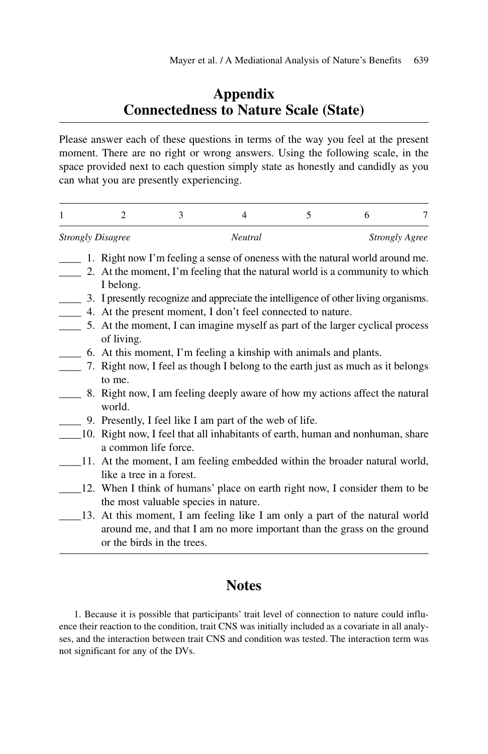# Appendix
# Connectedness to Nature Scale (State)

Please answer each of these questions in terms of the way you feel at the present moment. There are no right or wrong answers. Using the following scale, in the space provided next to each question simply state as honestly and candidly as you can what you are presently experiencing.

| 1 | 2 | 3 | 4 | 5 | 6 | 7 |
|---|---|---|---|---|---|---|
| *Strongly Disagree* | | | *Neutral* | | | *Strongly Agree* |

____ 1. Right now I'm feeling a sense of oneness with the natural world around me.
____ 2. At the moment, I'm feeling that the natural world is a community to which I belong.
____ 3. I presently recognize and appreciate the intelligence of other living organisms.
____ 4. At the present moment, I don't feel connected to nature.
____ 5. At the moment, I can imagine myself as part of the larger cyclical process of living.
____ 6. At this moment, I'm feeling a kinship with animals and plants.
____ 7. Right now, I feel as though I belong to the earth just as much as it belongs to me.
____ 8. Right now, I am feeling deeply aware of how my actions affect the natural world.
____ 9. Presently, I feel like I am part of the web of life.
____10. Right now, I feel that all inhabitants of earth, human and nonhuman, share a common life force.
____11. At the moment, I am feeling embedded within the broader natural world, like a tree in a forest.
____12. When I think of humans' place on earth right now, I consider them to be the most valuable species in nature.
____13. At this moment, I am feeling like I am only a part of the natural world around me, and that I am no more important than the grass on the ground or the birds in the trees.

## Notes

1. Because it is possible that participants' trait level of connection to nature could influence their reaction to the condition, trait CNS was initially included as a covariate in all analyses, and the interaction between trait CNS and condition was tested. The interaction term was not significant for any of the DVs.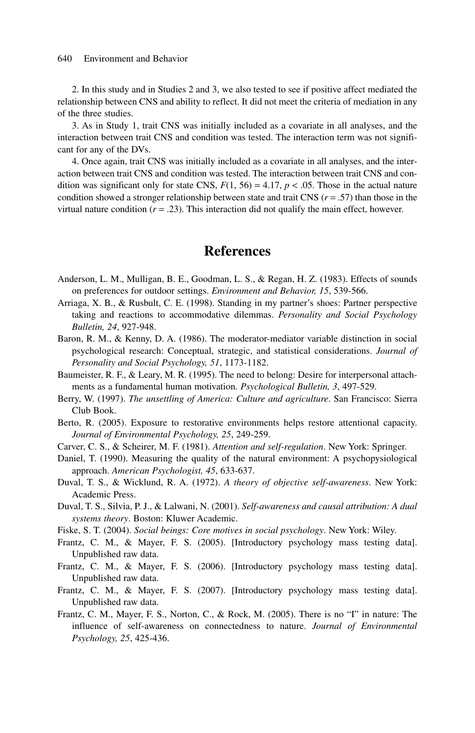2. In this study and in Studies 2 and 3, we also tested to see if positive affect mediated the relationship between CNS and ability to reflect. It did not meet the criteria of mediation in any of the three studies.

3. As in Study 1, trait CNS was initially included as a covariate in all analyses, and the interaction between trait CNS and condition was tested. The interaction term was not significant for any of the DVs.

4. Once again, trait CNS was initially included as a covariate in all analyses, and the interaction between trait CNS and condition was tested. The interaction between trait CNS and condition was significant only for state CNS, $F(1, 56) = 4.17$, $p < .05$. Those in the actual nature condition showed a stronger relationship between state and trait CNS ($r = .57$) than those in the virtual nature condition ($r = .23$). This interaction did not qualify the main effect, however.

# References

Anderson, L. M., Mulligan, B. E., Goodman, L. S., & Regan, H. Z. (1983). Effects of sounds on preferences for outdoor settings. *Environment and Behavior, 15*, 539-566.

Arriaga, X. B., & Rusbult, C. E. (1998). Standing in my partner's shoes: Partner perspective taking and reactions to accommodative dilemmas. *Personality and Social Psychology Bulletin, 24*, 927-948.

Baron, R. M., & Kenny, D. A. (1986). The moderator-mediator variable distinction in social psychological research: Conceptual, strategic, and statistical considerations. *Journal of Personality and Social Psychology, 51*, 1173-1182.

Baumeister, R. F., & Leary, M. R. (1995). The need to belong: Desire for interpersonal attachments as a fundamental human motivation. *Psychological Bulletin, 3*, 497-529.

Berry, W. (1997). *The unsettling of America: Culture and agriculture*. San Francisco: Sierra Club Book.

Berto, R. (2005). Exposure to restorative environments helps restore attentional capacity. *Journal of Environmental Psychology, 25*, 249-259.

Carver, C. S., & Scheirer, M. F. (1981). *Attention and self-regulation*. New York: Springer.

Daniel, T. (1990). Measuring the quality of the natural environment: A psychopysiological approach. *American Psychologist, 45*, 633-637.

Duval, T. S., & Wicklund, R. A. (1972). *A theory of objective self-awareness*. New York: Academic Press.

Duval, T. S., Silvia, P. J., & Lalwani, N. (2001). *Self-awareness and causal attribution: A dual systems theory*. Boston: Kluwer Academic.

Fiske, S. T. (2004). *Social beings: Core motives in social psychology*. New York: Wiley.

Frantz, C. M., & Mayer, F. S. (2005). [Introductory psychology mass testing data]. Unpublished raw data.

Frantz, C. M., & Mayer, F. S. (2006). [Introductory psychology mass testing data]. Unpublished raw data.

Frantz, C. M., & Mayer, F. S. (2007). [Introductory psychology mass testing data]. Unpublished raw data.

Frantz, C. M., Mayer, F. S., Norton, C., & Rock, M. (2005). There is no "I" in nature: The influence of self-awareness on connectedness to nature. *Journal of Environmental Psychology, 25*, 425-436.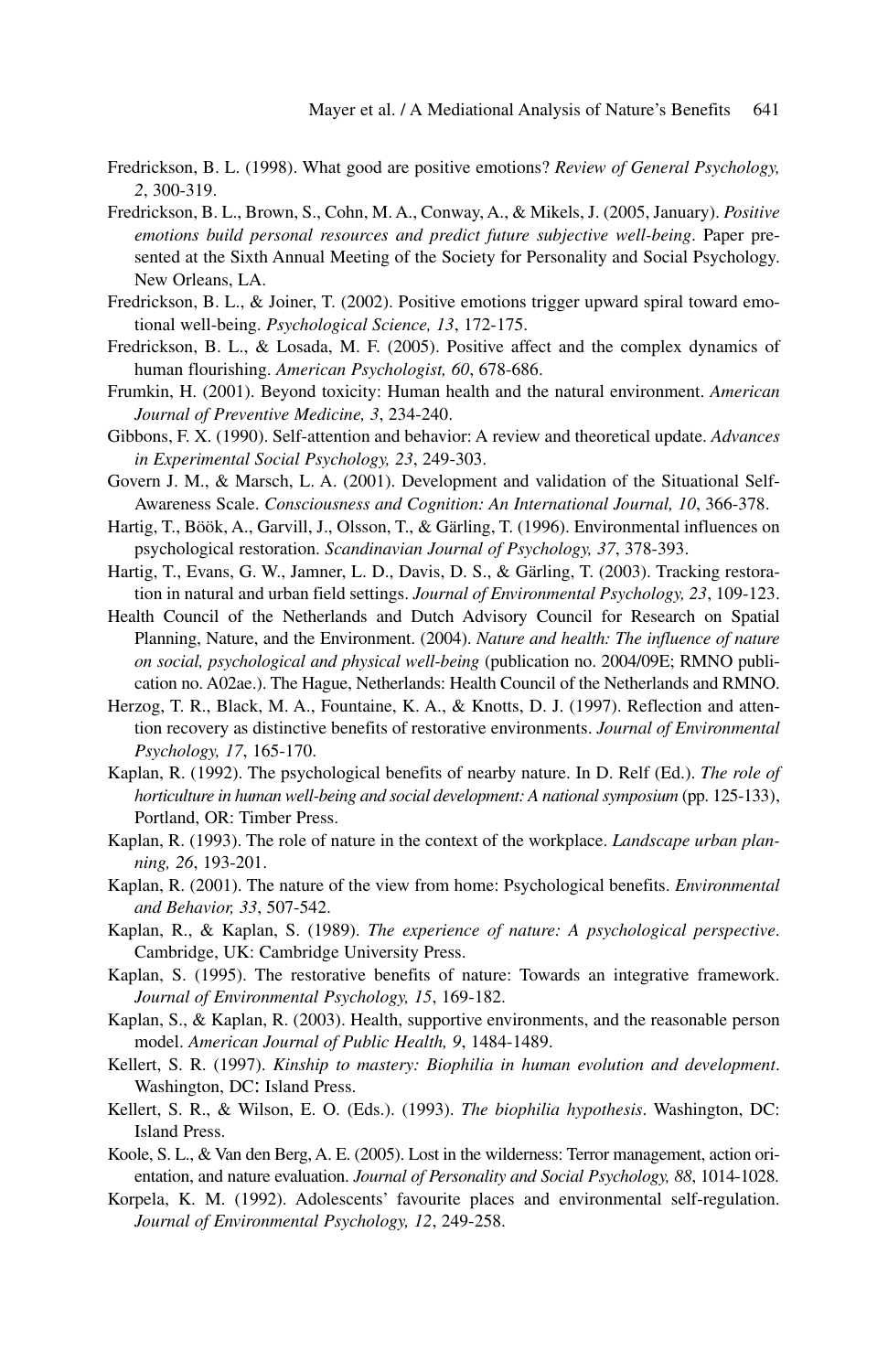Fredrickson, B. L. (1998). What good are positive emotions? *Review of General Psychology, 2*, 300-319.

Fredrickson, B. L., Brown, S., Cohn, M. A., Conway, A., & Mikels, J. (2005, January). *Positive emotions build personal resources and predict future subjective well-being*. Paper presented at the Sixth Annual Meeting of the Society for Personality and Social Psychology. New Orleans, LA.

Fredrickson, B. L., & Joiner, T. (2002). Positive emotions trigger upward spiral toward emotional well-being. *Psychological Science, 13*, 172-175.

Fredrickson, B. L., & Losada, M. F. (2005). Positive affect and the complex dynamics of human flourishing. *American Psychologist, 60*, 678-686.

Frumkin, H. (2001). Beyond toxicity: Human health and the natural environment. *American Journal of Preventive Medicine, 3*, 234-240.

Gibbons, F. X. (1990). Self-attention and behavior: A review and theoretical update. *Advances in Experimental Social Psychology, 23*, 249-303.

Govern J. M., & Marsch, L. A. (2001). Development and validation of the Situational Self-Awareness Scale. *Consciousness and Cognition: An International Journal, 10*, 366-378.

Hartig, T., Böök, A., Garvill, J., Olsson, T., & Gärling, T. (1996). Environmental influences on psychological restoration. *Scandinavian Journal of Psychology, 37*, 378-393.

Hartig, T., Evans, G. W., Jamner, L. D., Davis, D. S., & Gärling, T. (2003). Tracking restoration in natural and urban field settings. *Journal of Environmental Psychology, 23*, 109-123.

Health Council of the Netherlands and Dutch Advisory Council for Research on Spatial Planning, Nature, and the Environment. (2004). *Nature and health: The influence of nature on social, psychological and physical well-being* (publication no. 2004/09E; RMNO publication no. A02ae.). The Hague, Netherlands: Health Council of the Netherlands and RMNO.

Herzog, T. R., Black, M. A., Fountaine, K. A., & Knotts, D. J. (1997). Reflection and attention recovery as distinctive benefits of restorative environments. *Journal of Environmental Psychology, 17*, 165-170.

Kaplan, R. (1992). The psychological benefits of nearby nature. In D. Relf (Ed.). *The role of horticulture in human well-being and social development: A national symposium* (pp. 125-133), Portland, OR: Timber Press.

Kaplan, R. (1993). The role of nature in the context of the workplace. *Landscape urban planning, 26*, 193-201.

Kaplan, R. (2001). The nature of the view from home: Psychological benefits. *Environmental and Behavior, 33*, 507-542.

Kaplan, R., & Kaplan, S. (1989). *The experience of nature: A psychological perspective*. Cambridge, UK: Cambridge University Press.

Kaplan, S. (1995). The restorative benefits of nature: Towards an integrative framework. *Journal of Environmental Psychology, 15*, 169-182.

Kaplan, S., & Kaplan, R. (2003). Health, supportive environments, and the reasonable person model. *American Journal of Public Health, 9*, 1484-1489.

Kellert, S. R. (1997). *Kinship to mastery: Biophilia in human evolution and development*. Washington, DC: Island Press.

Kellert, S. R., & Wilson, E. O. (Eds.). (1993). *The biophilia hypothesis*. Washington, DC: Island Press.

Koole, S. L., & Van den Berg, A. E. (2005). Lost in the wilderness: Terror management, action orientation, and nature evaluation. *Journal of Personality and Social Psychology, 88*, 1014-1028.

Korpela, K. M. (1992). Adolescents' favourite places and environmental self-regulation. *Journal of Environmental Psychology, 12*, 249-258.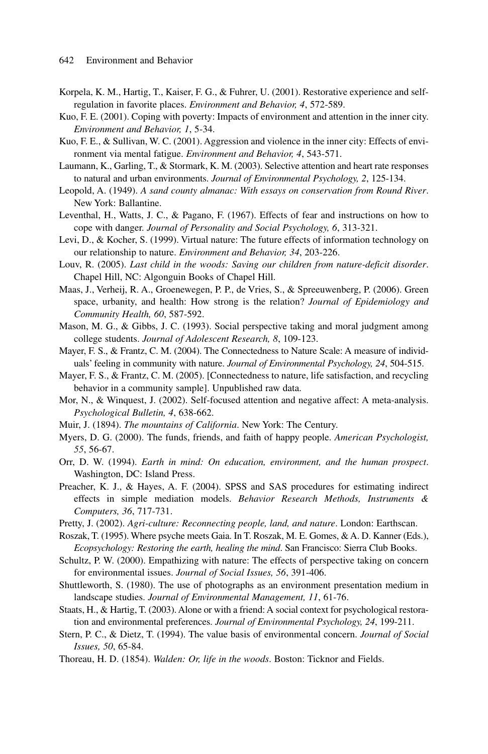Korpela, K. M., Hartig, T., Kaiser, F. G., & Fuhrer, U. (2001). Restorative experience and self-regulation in favorite places. *Environment and Behavior, 4*, 572-589.

Kuo, F. E. (2001). Coping with poverty: Impacts of environment and attention in the inner city. *Environment and Behavior, 1*, 5-34.

Kuo, F. E., & Sullivan, W. C. (2001). Aggression and violence in the inner city: Effects of environment via mental fatigue. *Environment and Behavior, 4*, 543-571.

Laumann, K., Garling, T., & Stormark, K. M. (2003). Selective attention and heart rate responses to natural and urban environments. *Journal of Environmental Psychology, 2*, 125-134.

Leopold, A. (1949). *A sand county almanac: With essays on conservation from Round River*. New York: Ballantine.

Leventhal, H., Watts, J. C., & Pagano, F. (1967). Effects of fear and instructions on how to cope with danger. *Journal of Personality and Social Psychology, 6*, 313-321.

Levi, D., & Kocher, S. (1999). Virtual nature: The future effects of information technology on our relationship to nature. *Environment and Behavior, 34*, 203-226.

Louv, R. (2005). *Last child in the woods: Saving our children from nature-deficit disorder*. Chapel Hill, NC: Algonguin Books of Chapel Hill.

Maas, J., Verheij, R. A., Groenewegen, P. P., de Vries, S., & Spreeuwenberg, P. (2006). Green space, urbanity, and health: How strong is the relation? *Journal of Epidemiology and Community Health, 60*, 587-592.

Mason, M. G., & Gibbs, J. C. (1993). Social perspective taking and moral judgment among college students. *Journal of Adolescent Research, 8*, 109-123.

Mayer, F. S., & Frantz, C. M. (2004). The Connectedness to Nature Scale: A measure of individuals' feeling in community with nature. *Journal of Environmental Psychology, 24*, 504-515.

Mayer, F. S., & Frantz, C. M. (2005). [Connectedness to nature, life satisfaction, and recycling behavior in a community sample]. Unpublished raw data.

Mor, N., & Winquest, J. (2002). Self-focused attention and negative affect: A meta-analysis. *Psychological Bulletin, 4*, 638-662.

Muir, J. (1894). *The mountains of California*. New York: The Century.

Myers, D. G. (2000). The funds, friends, and faith of happy people. *American Psychologist, 55*, 56-67.

Orr, D. W. (1994). *Earth in mind: On education, environment, and the human prospect*. Washington, DC: Island Press.

Preacher, K. J., & Hayes, A. F. (2004). SPSS and SAS procedures for estimating indirect effects in simple mediation models. *Behavior Research Methods, Instruments & Computers, 36*, 717-731.

Pretty, J. (2002). *Agri-culture: Reconnecting people, land, and nature*. London: Earthscan.

Roszak, T. (1995). Where psyche meets Gaia. In T. Roszak, M. E. Gomes, & A. D. Kanner (Eds.), *Ecopsychology: Restoring the earth, healing the mind*. San Francisco: Sierra Club Books.

Schultz, P. W. (2000). Empathizing with nature: The effects of perspective taking on concern for environmental issues. *Journal of Social Issues, 56*, 391-406.

Shuttleworth, S. (1980). The use of photographs as an environment presentation medium in landscape studies. *Journal of Environmental Management, 11*, 61-76.

Staats, H., & Hartig, T. (2003). Alone or with a friend: A social context for psychological restoration and environmental preferences. *Journal of Environmental Psychology, 24*, 199-211.

Stern, P. C., & Dietz, T. (1994). The value basis of environmental concern. *Journal of Social Issues, 50*, 65-84.

Thoreau, H. D. (1854). *Walden: Or, life in the woods*. Boston: Ticknor and Fields.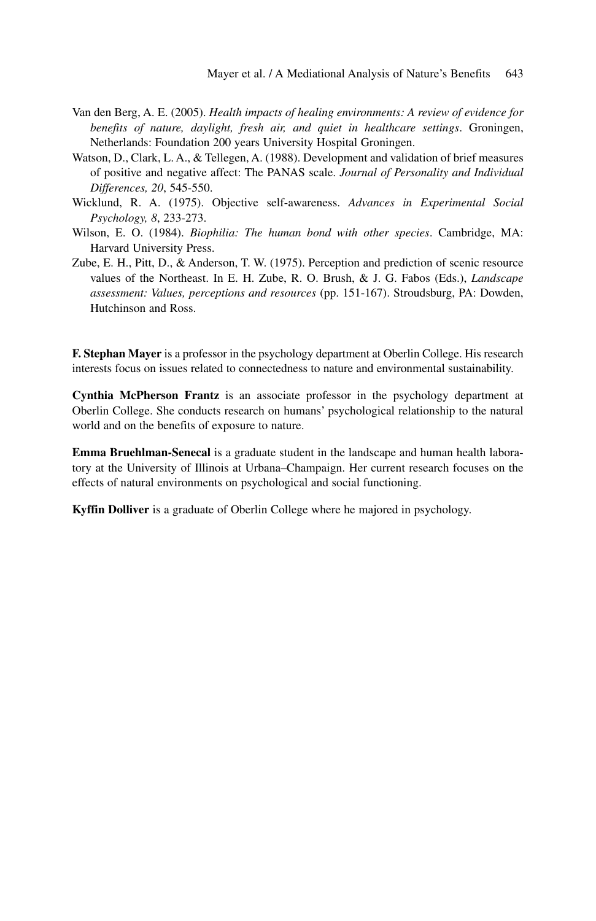Van den Berg, A. E. (2005). *Health impacts of healing environments: A review of evidence for benefits of nature, daylight, fresh air, and quiet in healthcare settings*. Groningen, Netherlands: Foundation 200 years University Hospital Groningen.

Watson, D., Clark, L. A., & Tellegen, A. (1988). Development and validation of brief measures of positive and negative affect: The PANAS scale. *Journal of Personality and Individual Differences, 20*, 545-550.

Wicklund, R. A. (1975). Objective self-awareness. *Advances in Experimental Social Psychology, 8*, 233-273.

Wilson, E. O. (1984). *Biophilia: The human bond with other species*. Cambridge, MA: Harvard University Press.

Zube, E. H., Pitt, D., & Anderson, T. W. (1975). Perception and prediction of scenic resource values of the Northeast. In E. H. Zube, R. O. Brush, & J. G. Fabos (Eds.), *Landscape assessment: Values, perceptions and resources* (pp. 151-167). Stroudsburg, PA: Dowden, Hutchinson and Ross.

**F. Stephan Mayer** is a professor in the psychology department at Oberlin College. His research interests focus on issues related to connectedness to nature and environmental sustainability.

**Cynthia McPherson Frantz** is an associate professor in the psychology department at Oberlin College. She conducts research on humans' psychological relationship to the natural world and on the benefits of exposure to nature.

**Emma Bruehlman-Senecal** is a graduate student in the landscape and human health laboratory at the University of Illinois at Urbana–Champaign. Her current research focuses on the effects of natural environments on psychological and social functioning.

**Kyffin Dolliver** is a graduate of Oberlin College where he majored in psychology.